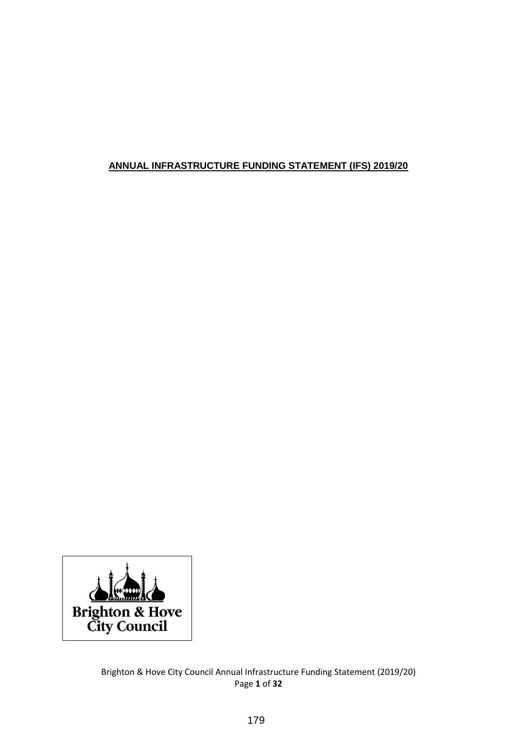# ANNUAL INFRASTRUCTURE FUNDING STATEMENT (IFS) 2019/20

Brighton & Hove City Council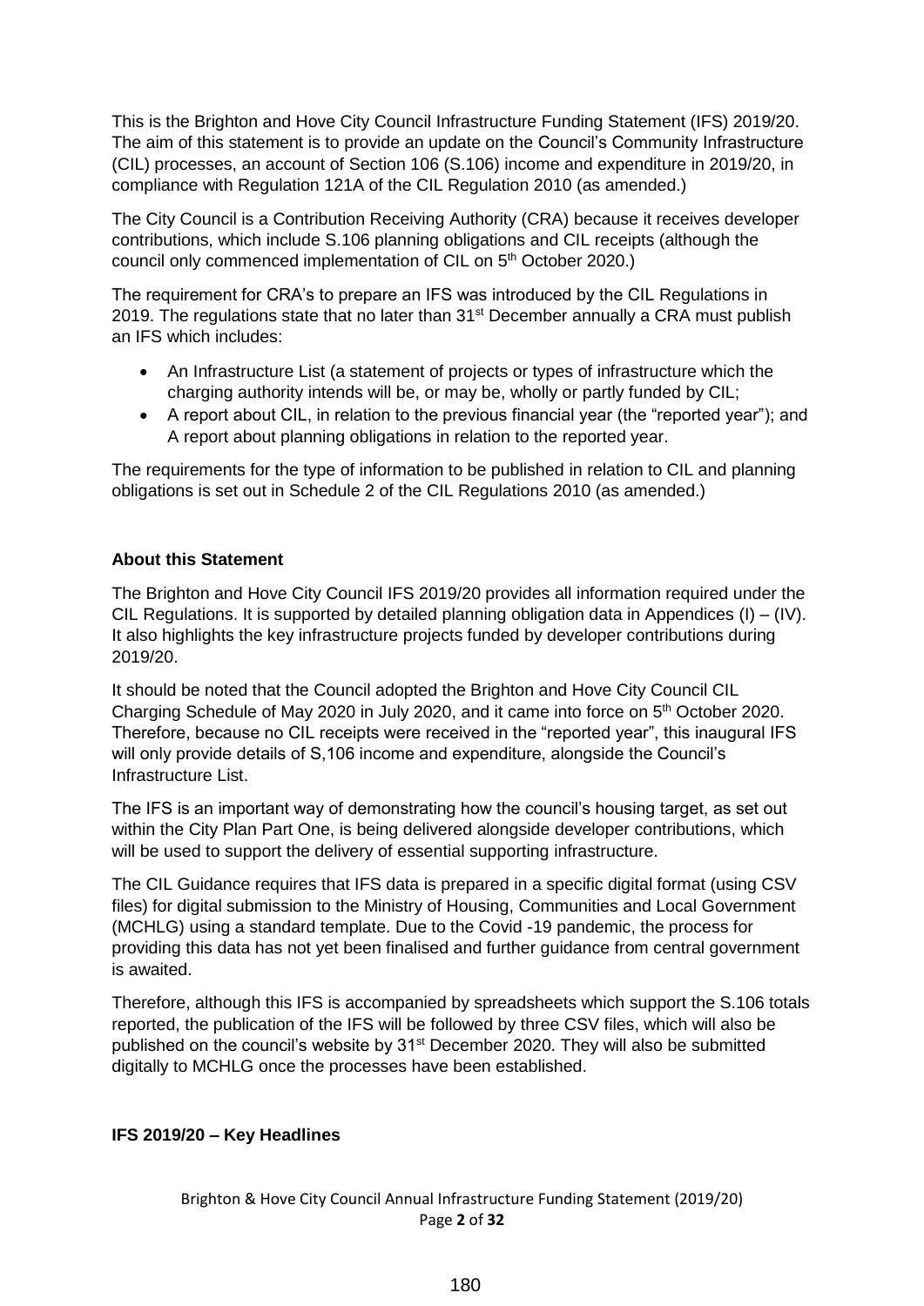This is the Brighton and Hove City Council Infrastructure Funding Statement (IFS) 2019/20. The aim of this statement is to provide an update on the Council's Community Infrastructure (CIL) processes, an account of Section 106 (S.106) income and expenditure in 2019/20, in compliance with Regulation 121A of the CIL Regulation 2010 (as amended.)

The City Council is a Contribution Receiving Authority (CRA) because it receives developer contributions, which include S.106 planning obligations and CIL receipts (although the council only commenced implementation of CIL on 5th October 2020.)

The requirement for CRA's to prepare an IFS was introduced by the CIL Regulations in 2019. The regulations state that no later than 31st December annually a CRA must publish an IFS which includes:

- An Infrastructure List (a statement of projects or types of infrastructure which the charging authority intends will be, or may be, wholly or partly funded by CIL;
- A report about CIL, in relation to the previous financial year (the "reported year"); and A report about planning obligations in relation to the reported year.

The requirements for the type of information to be published in relation to CIL and planning obligations is set out in Schedule 2 of the CIL Regulations 2010 (as amended.)

**About this Statement**

The Brighton and Hove City Council IFS 2019/20 provides all information required under the CIL Regulations. It is supported by detailed planning obligation data in Appendices (I) – (IV). It also highlights the key infrastructure projects funded by developer contributions during 2019/20.

It should be noted that the Council adopted the Brighton and Hove City Council CIL Charging Schedule of May 2020 in July 2020, and it came into force on 5th October 2020. Therefore, because no CIL receipts were received in the "reported year", this inaugural IFS will only provide details of S,106 income and expenditure, alongside the Council's Infrastructure List.

The IFS is an important way of demonstrating how the council's housing target, as set out within the City Plan Part One, is being delivered alongside developer contributions, which will be used to support the delivery of essential supporting infrastructure.

The CIL Guidance requires that IFS data is prepared in a specific digital format (using CSV files) for digital submission to the Ministry of Housing, Communities and Local Government (MCHLG) using a standard template. Due to the Covid -19 pandemic, the process for providing this data has not yet been finalised and further guidance from central government is awaited.

Therefore, although this IFS is accompanied by spreadsheets which support the S.106 totals reported, the publication of the IFS will be followed by three CSV files, which will also be published on the council's website by 31st December 2020. They will also be submitted digitally to MCHLG once the processes have been established.

**IFS 2019/20 – Key Headlines**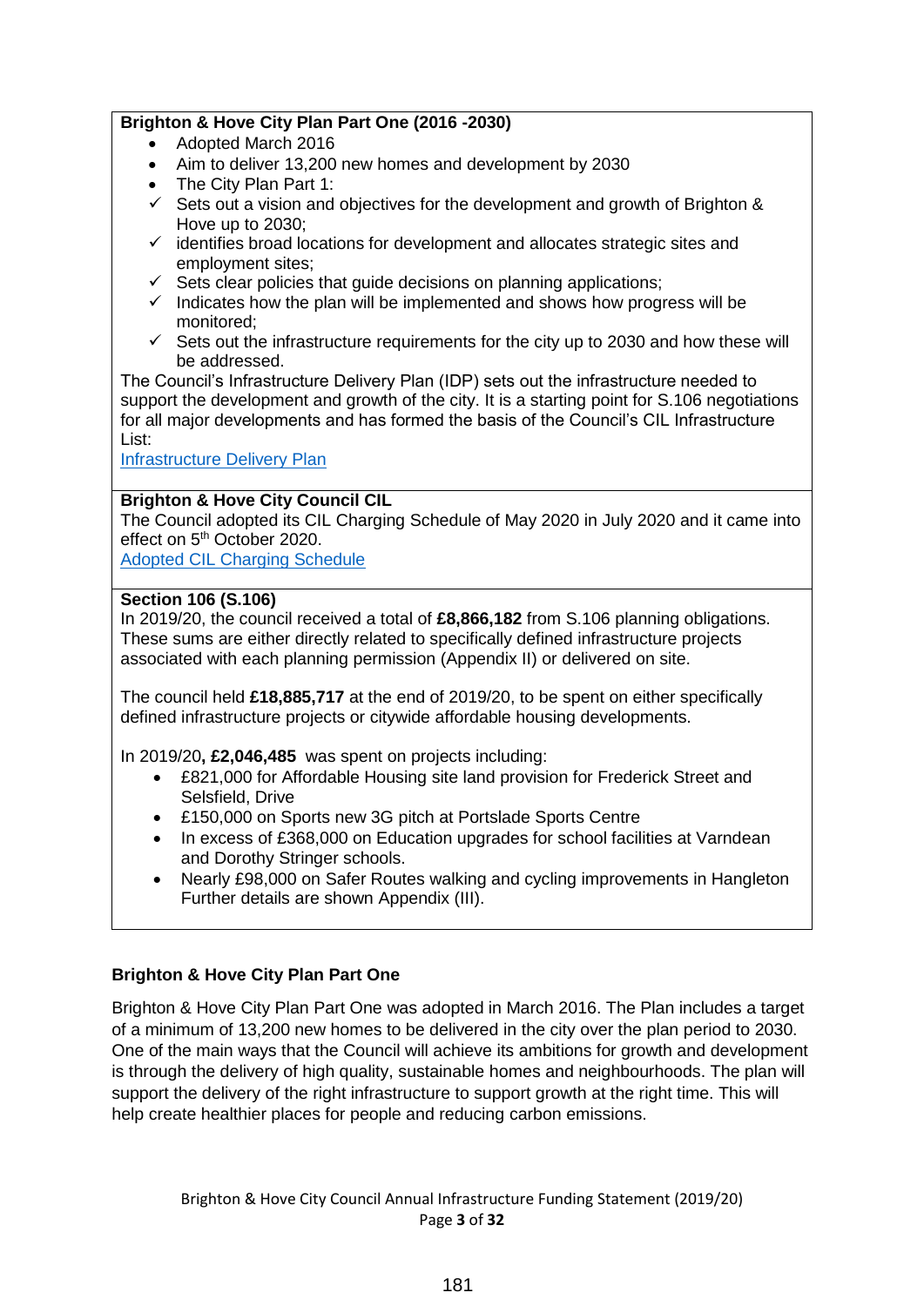**Brighton & Hove City Plan Part One (2016 -2030)**

- Adopted March 2016
- Aim to deliver 13,200 new homes and development by 2030
- The City Plan Part 1:
  - ✓ Sets out a vision and objectives for the development and growth of Brighton & Hove up to 2030;
  - ✓ identifies broad locations for development and allocates strategic sites and employment sites;
  - ✓ Sets clear policies that guide decisions on planning applications;
  - ✓ Indicates how the plan will be implemented and shows how progress will be monitored;
  - ✓ Sets out the infrastructure requirements for the city up to 2030 and how these will be addressed.

The Council's Infrastructure Delivery Plan (IDP) sets out the infrastructure needed to support the development and growth of the city. It is a starting point for S.106 negotiations for all major developments and has formed the basis of the Council's CIL Infrastructure List:

Infrastructure Delivery Plan

**Brighton & Hove City Council CIL**

The Council adopted its CIL Charging Schedule of May 2020 in July 2020 and it came into effect on 5th October 2020.

Adopted CIL Charging Schedule

**Section 106 (S.106)**

In 2019/20, the council received a total of **£8,866,182** from S.106 planning obligations. These sums are either directly related to specifically defined infrastructure projects associated with each planning permission (Appendix II) or delivered on site.

The council held **£18,885,717** at the end of 2019/20, to be spent on either specifically defined infrastructure projects or citywide affordable housing developments.

In 2019/20**, £2,046,485** was spent on projects including:

- £821,000 for Affordable Housing site land provision for Frederick Street and Selsfield, Drive
- £150,000 on Sports new 3G pitch at Portslade Sports Centre
- In excess of £368,000 on Education upgrades for school facilities at Varndean and Dorothy Stringer schools.
- Nearly £98,000 on Safer Routes walking and cycling improvements in Hangleton Further details are shown Appendix (III).

## Brighton & Hove City Plan Part One

Brighton & Hove City Plan Part One was adopted in March 2016. The Plan includes a target of a minimum of 13,200 new homes to be delivered in the city over the plan period to 2030. One of the main ways that the Council will achieve its ambitions for growth and development is through the delivery of high quality, sustainable homes and neighbourhoods. The plan will support the delivery of the right infrastructure to support growth at the right time. This will help create healthier places for people and reducing carbon emissions.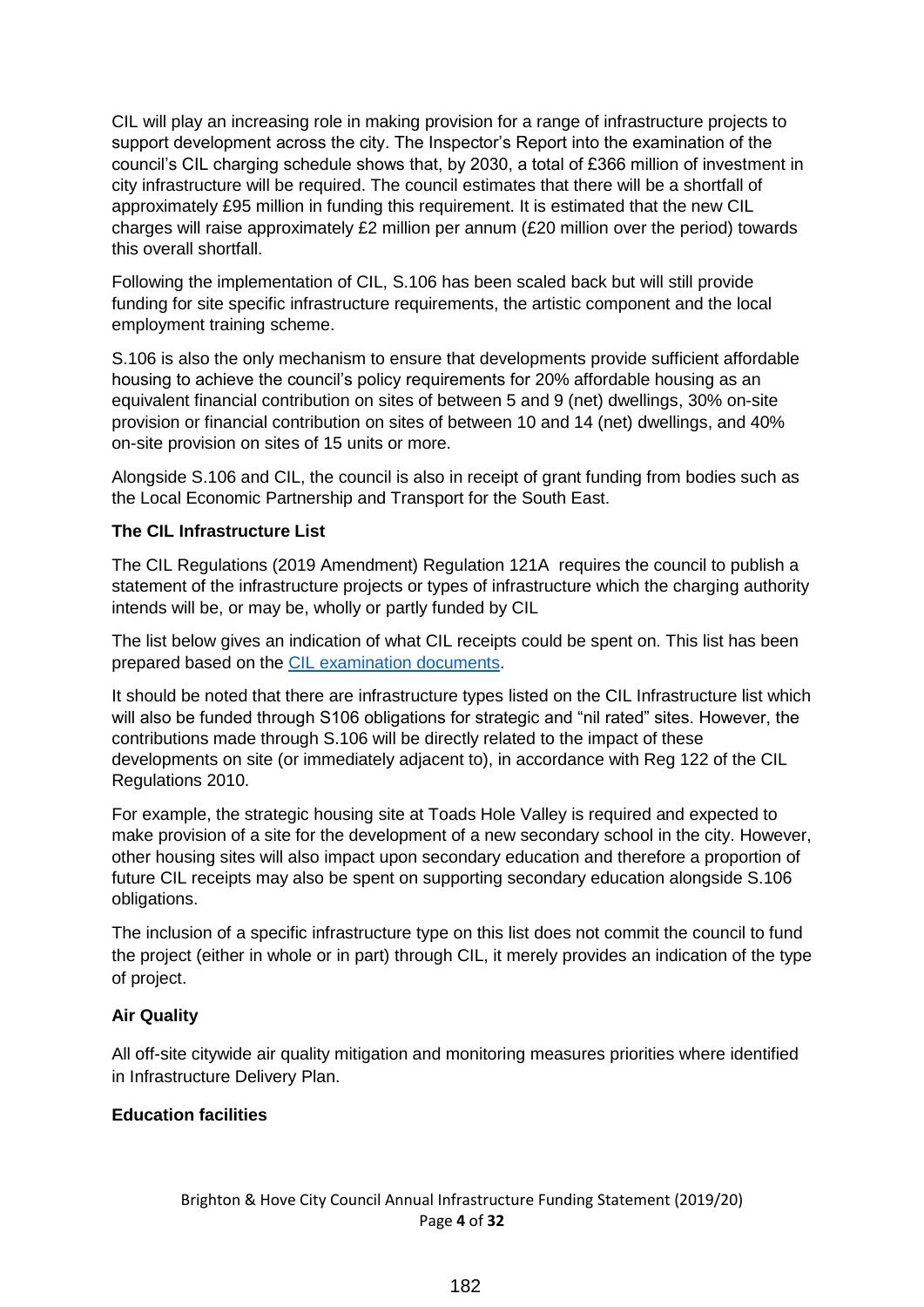CIL will play an increasing role in making provision for a range of infrastructure projects to support development across the city. The Inspector's Report into the examination of the council's CIL charging schedule shows that, by 2030, a total of £366 million of investment in city infrastructure will be required. The council estimates that there will be a shortfall of approximately £95 million in funding this requirement. It is estimated that the new CIL charges will raise approximately £2 million per annum (£20 million over the period) towards this overall shortfall.

Following the implementation of CIL, S.106 has been scaled back but will still provide funding for site specific infrastructure requirements, the artistic component and the local employment training scheme.

S.106 is also the only mechanism to ensure that developments provide sufficient affordable housing to achieve the council's policy requirements for 20% affordable housing as an equivalent financial contribution on sites of between 5 and 9 (net) dwellings, 30% on-site provision or financial contribution on sites of between 10 and 14 (net) dwellings, and 40% on-site provision on sites of 15 units or more.

Alongside S.106 and CIL, the council is also in receipt of grant funding from bodies such as the Local Economic Partnership and Transport for the South East.

**The CIL Infrastructure List**

The CIL Regulations (2019 Amendment) Regulation 121A requires the council to publish a statement of the infrastructure projects or types of infrastructure which the charging authority intends will be, or may be, wholly or partly funded by CIL

The list below gives an indication of what CIL receipts could be spent on. This list has been prepared based on the CIL examination documents.

It should be noted that there are infrastructure types listed on the CIL Infrastructure list which will also be funded through S106 obligations for strategic and "nil rated" sites. However, the contributions made through S.106 will be directly related to the impact of these developments on site (or immediately adjacent to), in accordance with Reg 122 of the CIL Regulations 2010.

For example, the strategic housing site at Toads Hole Valley is required and expected to make provision of a site for the development of a new secondary school in the city. However, other housing sites will also impact upon secondary education and therefore a proportion of future CIL receipts may also be spent on supporting secondary education alongside S.106 obligations.

The inclusion of a specific infrastructure type on this list does not commit the council to fund the project (either in whole or in part) through CIL, it merely provides an indication of the type of project.

**Air Quality**

All off-site citywide air quality mitigation and monitoring measures priorities where identified in Infrastructure Delivery Plan.

**Education facilities**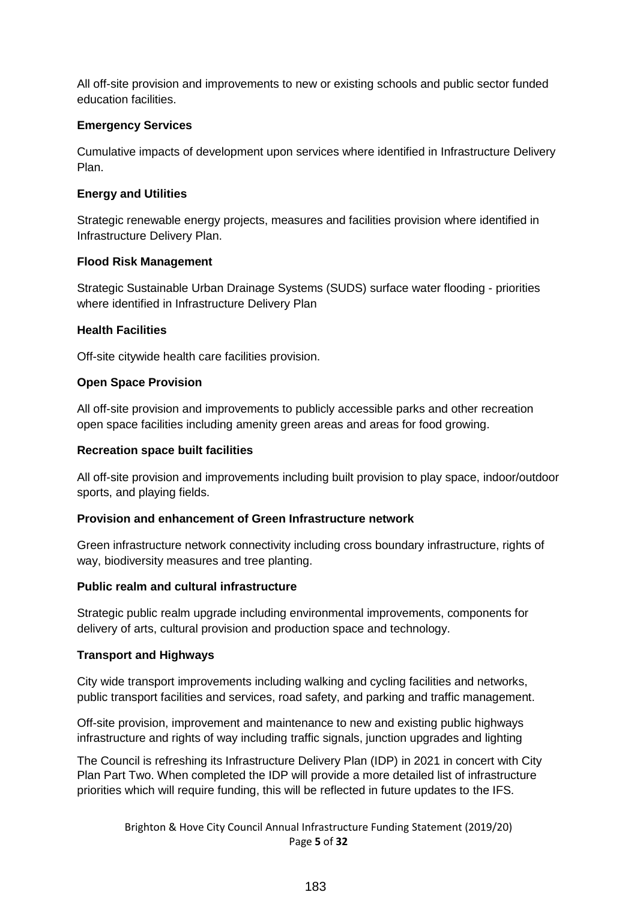All off-site provision and improvements to new or existing schools and public sector funded education facilities.

**Emergency Services**

Cumulative impacts of development upon services where identified in Infrastructure Delivery Plan.

**Energy and Utilities**

Strategic renewable energy projects, measures and facilities provision where identified in Infrastructure Delivery Plan.

**Flood Risk Management**

Strategic Sustainable Urban Drainage Systems (SUDS) surface water flooding - priorities where identified in Infrastructure Delivery Plan

**Health Facilities**

Off-site citywide health care facilities provision.

**Open Space Provision**

All off-site provision and improvements to publicly accessible parks and other recreation open space facilities including amenity green areas and areas for food growing.

**Recreation space built facilities**

All off-site provision and improvements including built provision to play space, indoor/outdoor sports, and playing fields.

**Provision and enhancement of Green Infrastructure network**

Green infrastructure network connectivity including cross boundary infrastructure, rights of way, biodiversity measures and tree planting.

**Public realm and cultural infrastructure**

Strategic public realm upgrade including environmental improvements, components for delivery of arts, cultural provision and production space and technology.

**Transport and Highways**

City wide transport improvements including walking and cycling facilities and networks, public transport facilities and services, road safety, and parking and traffic management.

Off-site provision, improvement and maintenance to new and existing public highways infrastructure and rights of way including traffic signals, junction upgrades and lighting

The Council is refreshing its Infrastructure Delivery Plan (IDP) in 2021 in concert with City Plan Part Two. When completed the IDP will provide a more detailed list of infrastructure priorities which will require funding, this will be reflected in future updates to the IFS.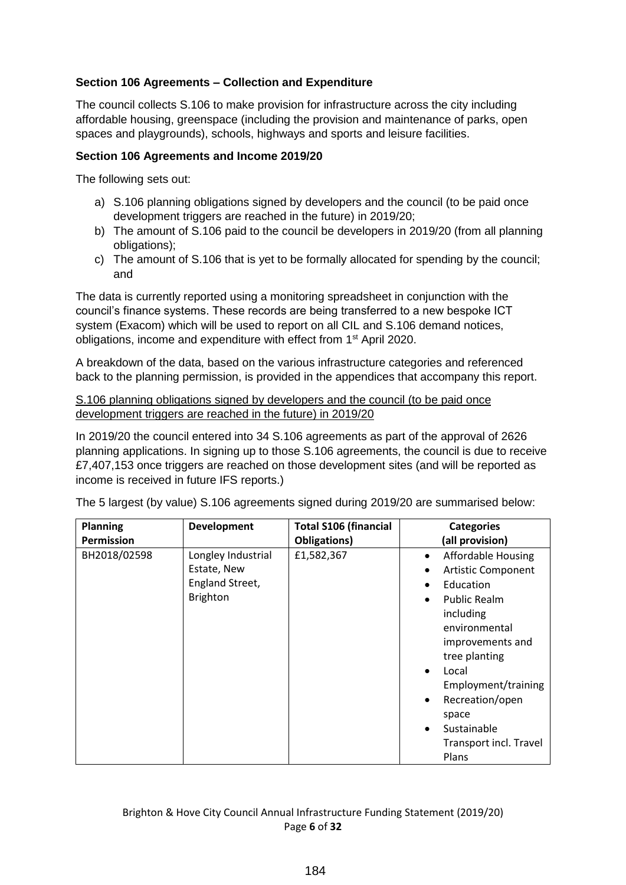### Section 106 Agreements – Collection and Expenditure

The council collects S.106 to make provision for infrastructure across the city including affordable housing, greenspace (including the provision and maintenance of parks, open spaces and playgrounds), schools, highways and sports and leisure facilities.

### Section 106 Agreements and Income 2019/20

The following sets out:

a) S.106 planning obligations signed by developers and the council (to be paid once development triggers are reached in the future) in 2019/20;
b) The amount of S.106 paid to the council be developers in 2019/20 (from all planning obligations);
c) The amount of S.106 that is yet to be formally allocated for spending by the council; and

The data is currently reported using a monitoring spreadsheet in conjunction with the council's finance systems. These records are being transferred to a new bespoke ICT system (Exacom) which will be used to report on all CIL and S.106 demand notices, obligations, income and expenditure with effect from 1st April 2020.

A breakdown of the data, based on the various infrastructure categories and referenced back to the planning permission, is provided in the appendices that accompany this report.

S.106 planning obligations signed by developers and the council (to be paid once development triggers are reached in the future) in 2019/20

In 2019/20 the council entered into 34 S.106 agreements as part of the approval of 2626 planning applications. In signing up to those S.106 agreements, the council is due to receive £7,407,153 once triggers are reached on those development sites (and will be reported as income is received in future IFS reports.)

The 5 largest (by value) S.106 agreements signed during 2019/20 are summarised below:

| Planning Permission | Development | Total S106 (financial Obligations) | Categories (all provision) |
|---|---|---|---|
| BH2018/02598 | Longley Industrial Estate, New England Street, Brighton | £1,582,367 | • Affordable Housing<br>• Artistic Component<br>• Education<br>• Public Realm including environmental improvements and tree planting<br>• Local Employment/training<br>• Recreation/open space<br>• Sustainable Transport incl. Travel Plans |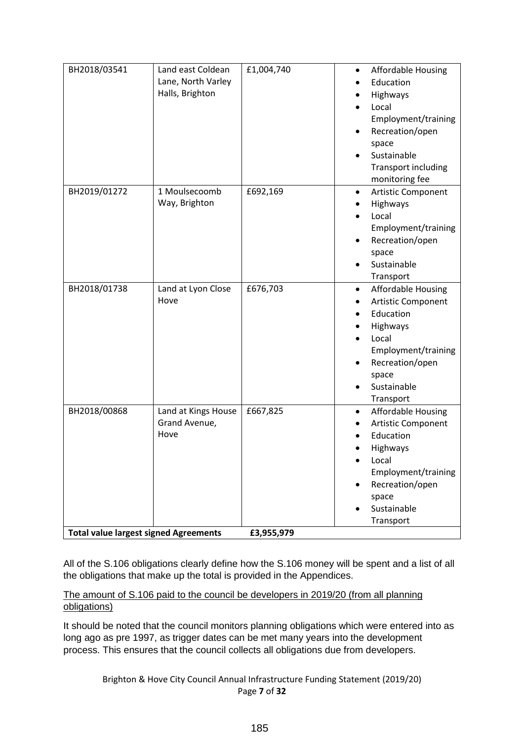| | | | |
|---|---|---|---|
| BH2018/03541 | Land east Coldean Lane, North Varley Halls, Brighton | £1,004,740 | • Affordable Housing<br>• Education<br>• Highways<br>• Local Employment/training<br>• Recreation/open space<br>• Sustainable Transport including monitoring fee |
| BH2019/01272 | 1 Moulsecoomb Way, Brighton | £692,169 | • Artistic Component<br>• Highways<br>• Local Employment/training<br>• Recreation/open space<br>• Sustainable Transport |
| BH2018/01738 | Land at Lyon Close Hove | £676,703 | • Affordable Housing<br>• Artistic Component<br>• Education<br>• Highways<br>• Local Employment/training<br>• Recreation/open space<br>• Sustainable Transport |
| BH2018/00868 | Land at Kings House Grand Avenue, Hove | £667,825 | • Affordable Housing<br>• Artistic Component<br>• Education<br>• Highways<br>• Local Employment/training<br>• Recreation/open space<br>• Sustainable Transport |
| **Total value largest signed Agreements** | | **£3,955,979** | |

All of the S.106 obligations clearly define how the S.106 money will be spent and a list of all the obligations that make up the total is provided in the Appendices.

<u>The amount of S.106 paid to the council be developers in 2019/20 (from all planning obligations)</u>

It should be noted that the council monitors planning obligations which were entered into as long ago as pre 1997, as trigger dates can be met many years into the development process. This ensures that the council collects all obligations due from developers.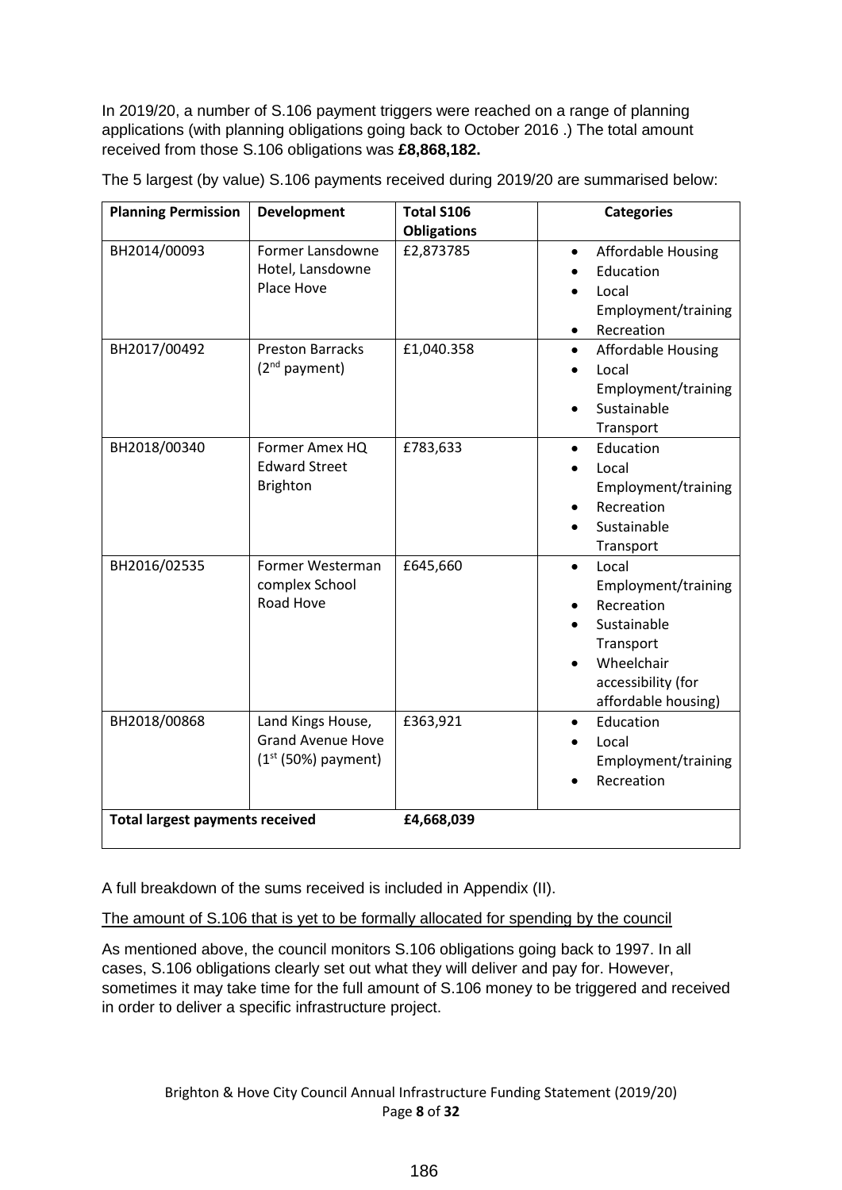In 2019/20, a number of S.106 payment triggers were reached on a range of planning applications (with planning obligations going back to October 2016 .) The total amount received from those S.106 obligations was **£8,868,182.**

The 5 largest (by value) S.106 payments received during 2019/20 are summarised below:

| Planning Permission | Development | Total S106 Obligations | Categories |
|---|---|---|---|
| BH2014/00093 | Former Lansdowne Hotel, Lansdowne Place Hove | £2,873785 | • Affordable Housing<br>• Education<br>• Local Employment/training<br>• Recreation |
| BH2017/00492 | Preston Barracks (2nd payment) | £1,040.358 | • Affordable Housing<br>• Local Employment/training<br>• Sustainable Transport |
| BH2018/00340 | Former Amex HQ Edward Street Brighton | £783,633 | • Education<br>• Local Employment/training<br>• Recreation<br>• Sustainable Transport |
| BH2016/02535 | Former Westerman complex School Road Hove | £645,660 | • Local Employment/training<br>• Recreation<br>• Sustainable Transport<br>• Wheelchair accessibility (for affordable housing) |
| BH2018/00868 | Land Kings House, Grand Avenue Hove (1st (50%) payment) | £363,921 | • Education<br>• Local Employment/training<br>• Recreation |
| **Total largest payments received** | | **£4,668,039** | |

A full breakdown of the sums received is included in Appendix (II).

The amount of S.106 that is yet to be formally allocated for spending by the council

As mentioned above, the council monitors S.106 obligations going back to 1997. In all cases, S.106 obligations clearly set out what they will deliver and pay for. However, sometimes it may take time for the full amount of S.106 money to be triggered and received in order to deliver a specific infrastructure project.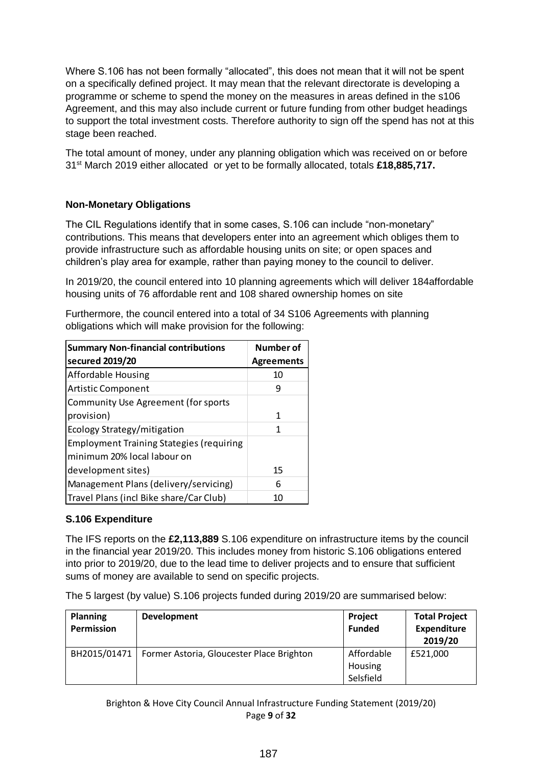Where S.106 has not been formally "allocated", this does not mean that it will not be spent on a specifically defined project. It may mean that the relevant directorate is developing a programme or scheme to spend the money on the measures in areas defined in the s106 Agreement, and this may also include current or future funding from other budget headings to support the total investment costs. Therefore authority to sign off the spend has not at this stage been reached.

The total amount of money, under any planning obligation which was received on or before 31st March 2019 either allocated or yet to be formally allocated, totals **£18,885,717.**

### Non-Monetary Obligations

The CIL Regulations identify that in some cases, S.106 can include "non-monetary" contributions. This means that developers enter into an agreement which obliges them to provide infrastructure such as affordable housing units on site; or open spaces and children's play area for example, rather than paying money to the council to deliver.

In 2019/20, the council entered into 10 planning agreements which will deliver 184affordable housing units of 76 affordable rent and 108 shared ownership homes on site

Furthermore, the council entered into a total of 34 S106 Agreements with planning obligations which will make provision for the following:

| Summary Non-financial contributions secured 2019/20 | Number of Agreements |
|---|---|
| Affordable Housing | 10 |
| Artistic Component | 9 |
| Community Use Agreement (for sports provision) | 1 |
| Ecology Strategy/mitigation | 1 |
| Employment Training Stategies (requiring minimum 20% local labour on development sites) | 15 |
| Management Plans (delivery/servicing) | 6 |
| Travel Plans (incl Bike share/Car Club) | 10 |

### S.106 Expenditure

The IFS reports on the **£2,113,889** S.106 expenditure on infrastructure items by the council in the financial year 2019/20. This includes money from historic S.106 obligations entered into prior to 2019/20, due to the lead time to deliver projects and to ensure that sufficient sums of money are available to send on specific projects.

The 5 largest (by value) S.106 projects funded during 2019/20 are summarised below:

| Planning Permission | Development | Project Funded | Total Project Expenditure 2019/20 |
|---|---|---|---|
| BH2015/01471 | Former Astoria, Gloucester Place Brighton | Affordable Housing Selsfield | £521,000 |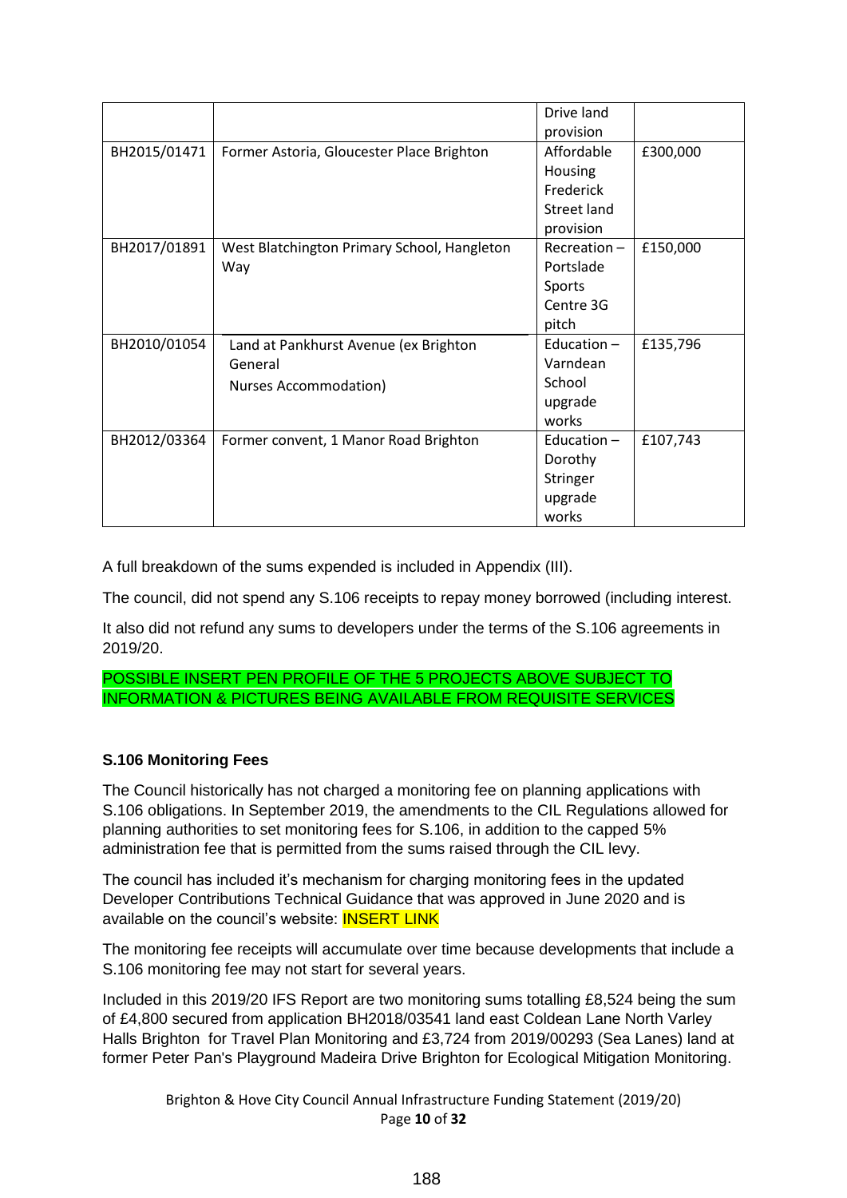| | | Drive land provision | |
|---|---|---|---|
| BH2015/01471 | Former Astoria, Gloucester Place Brighton | Affordable Housing Frederick Street land provision | £300,000 |
| BH2017/01891 | West Blatchington Primary School, Hangleton Way | Recreation – Portslade Sports Centre 3G pitch | £150,000 |
| BH2010/01054 | Land at Pankhurst Avenue (ex Brighton General Nurses Accommodation) | Education – Varndean School upgrade works | £135,796 |
| BH2012/03364 | Former convent, 1 Manor Road Brighton | Education – Dorothy Stringer upgrade works | £107,743 |

A full breakdown of the sums expended is included in Appendix (III).

The council, did not spend any S.106 receipts to repay money borrowed (including interest.

It also did not refund any sums to developers under the terms of the S.106 agreements in 2019/20.

POSSIBLE INSERT PEN PROFILE OF THE 5 PROJECTS ABOVE SUBJECT TO INFORMATION & PICTURES BEING AVAILABLE FROM REQUISITE SERVICES

**S.106 Monitoring Fees**

The Council historically has not charged a monitoring fee on planning applications with S.106 obligations. In September 2019, the amendments to the CIL Regulations allowed for planning authorities to set monitoring fees for S.106, in addition to the capped 5% administration fee that is permitted from the sums raised through the CIL levy.

The council has included it's mechanism for charging monitoring fees in the updated Developer Contributions Technical Guidance that was approved in June 2020 and is available on the council's website: INSERT LINK

The monitoring fee receipts will accumulate over time because developments that include a S.106 monitoring fee may not start for several years.

Included in this 2019/20 IFS Report are two monitoring sums totalling £8,524 being the sum of £4,800 secured from application BH2018/03541 land east Coldean Lane North Varley Halls Brighton for Travel Plan Monitoring and £3,724 from 2019/00293 (Sea Lanes) land at former Peter Pan's Playground Madeira Drive Brighton for Ecological Mitigation Monitoring.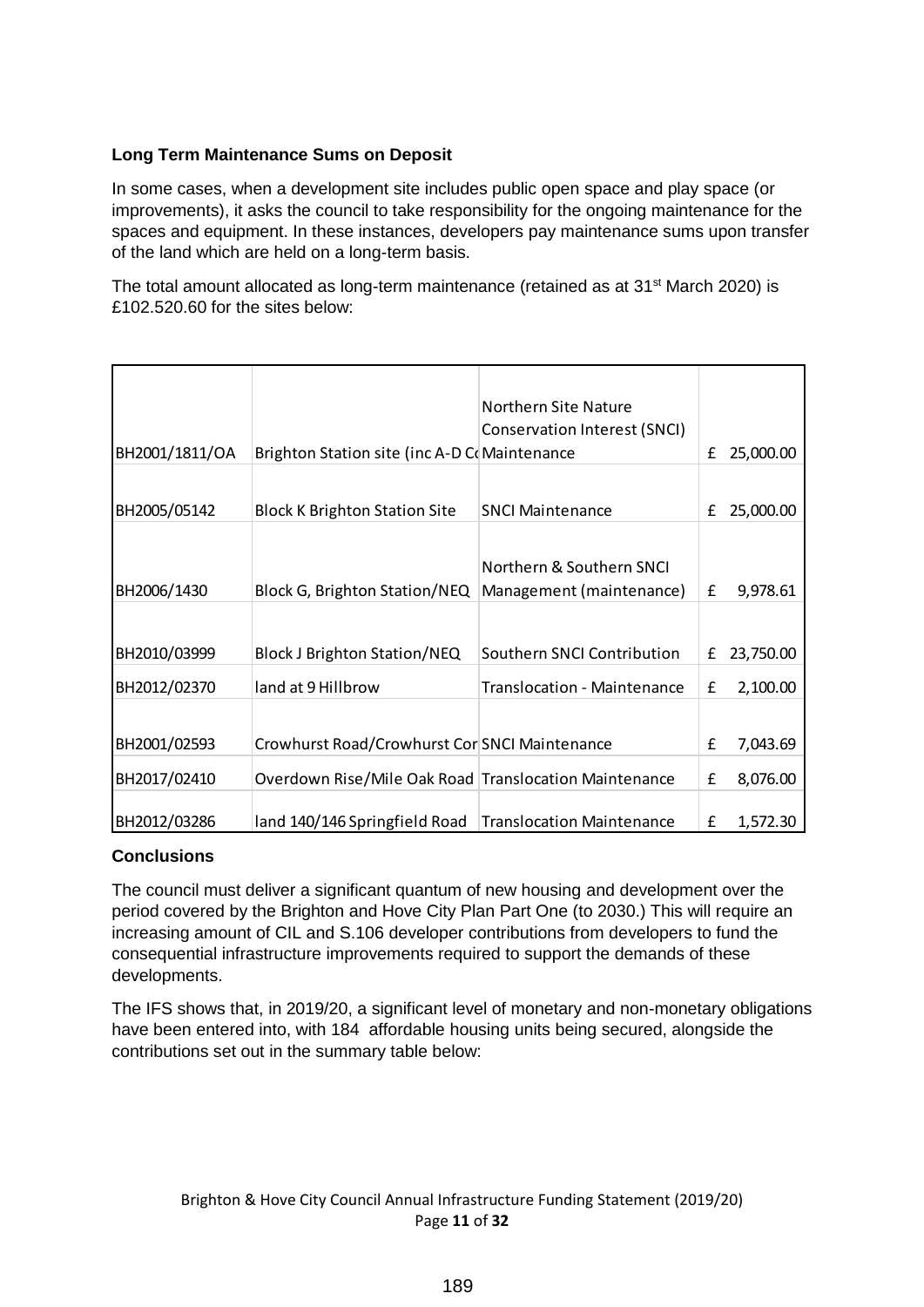**Long Term Maintenance Sums on Deposit**

In some cases, when a development site includes public open space and play space (or improvements), it asks the council to take responsibility for the ongoing maintenance for the spaces and equipment. In these instances, developers pay maintenance sums upon transfer of the land which are held on a long-term basis.

The total amount allocated as long-term maintenance (retained as at 31st March 2020) is £102.520.60 for the sites below:

| | | | |
|---|---|---|---|
| BH2001/1811/OA | Brighton Station site (inc A-D Co | Northern Site Nature Conservation Interest (SNCI) Maintenance | £ 25,000.00 |
| BH2005/05142 | Block K Brighton Station Site | SNCI Maintenance | £ 25,000.00 |
| BH2006/1430 | Block G, Brighton Station/NEQ | Northern & Southern SNCI Management (maintenance) | £ 9,978.61 |
| BH2010/03999 | Block J Brighton Station/NEQ | Southern SNCI Contribution | £ 23,750.00 |
| BH2012/02370 | land at 9 Hillbrow | Translocation - Maintenance | £ 2,100.00 |
| BH2001/02593 | Crowhurst Road/Crowhurst Cor | SNCI Maintenance | £ 7,043.69 |
| BH2017/02410 | Overdown Rise/Mile Oak Road | Translocation Maintenance | £ 8,076.00 |
| BH2012/03286 | land 140/146 Springfield Road | Translocation Maintenance | £ 1,572.30 |

**Conclusions**

The council must deliver a significant quantum of new housing and development over the period covered by the Brighton and Hove City Plan Part One (to 2030.) This will require an increasing amount of CIL and S.106 developer contributions from developers to fund the consequential infrastructure improvements required to support the demands of these developments.

The IFS shows that, in 2019/20, a significant level of monetary and non-monetary obligations have been entered into, with 184 affordable housing units being secured, alongside the contributions set out in the summary table below: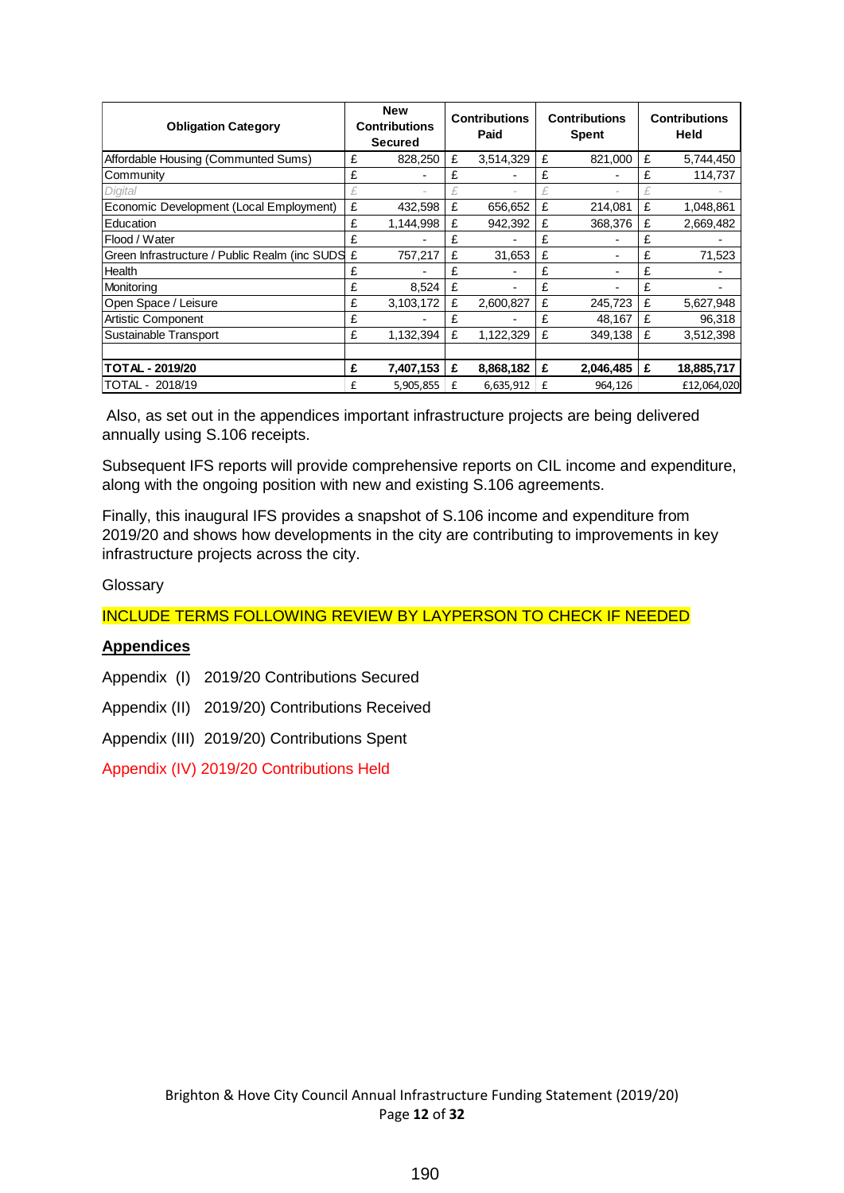| Obligation Category | New Contributions Secured | Contributions Paid | Contributions Spent | Contributions Held |
|---|---|---|---|---|
| Affordable Housing (Commuted Sums) | £ 828,250 | £ 3,514,329 | £ 821,000 | £ 5,744,450 |
| Community | £ - | £ - | £ - | £ 114,737 |
| Digital | £ - | £ - | £ - | £ - |
| Economic Development (Local Employment) | £ 432,598 | £ 656,652 | £ 214,081 | £ 1,048,861 |
| Education | £ 1,144,998 | £ 942,392 | £ 368,376 | £ 2,669,482 |
| Flood / Water | £ - | £ - | £ - | £ - |
| Green Infrastructure / Public Realm (inc SUDS | £ 757,217 | £ 31,653 | £ - | £ 71,523 |
| Health | £ - | £ - | £ - | £ - |
| Monitoring | £ 8,524 | £ - | £ - | £ - |
| Open Space / Leisure | £ 3,103,172 | £ 2,600,827 | £ 245,723 | £ 5,627,948 |
| Artistic Component | £ - | £ - | £ 48,167 | £ 96,318 |
| Sustainable Transport | £ 1,132,394 | £ 1,122,329 | £ 349,138 | £ 3,512,398 |
| | | | | |
| **TOTAL - 2019/20** | **£ 7,407,153** | **£ 8,868,182** | **£ 2,046,485** | **£ 18,885,717** |
| TOTAL - 2018/19 | £ 5,905,855 | £ 6,635,912 | £ 964,126 | £12,064,020 |

Also, as set out in the appendices important infrastructure projects are being delivered annually using S.106 receipts.

Subsequent IFS reports will provide comprehensive reports on CIL income and expenditure, along with the ongoing position with new and existing S.106 agreements.

Finally, this inaugural IFS provides a snapshot of S.106 income and expenditure from 2019/20 and shows how developments in the city are contributing to improvements in key infrastructure projects across the city.

Glossary

INCLUDE TERMS FOLLOWING REVIEW BY LAYPERSON TO CHECK IF NEEDED

## Appendices

Appendix (I) 2019/20 Contributions Secured

Appendix (II) 2019/20) Contributions Received

Appendix (III) 2019/20) Contributions Spent

Appendix (IV) 2019/20 Contributions Held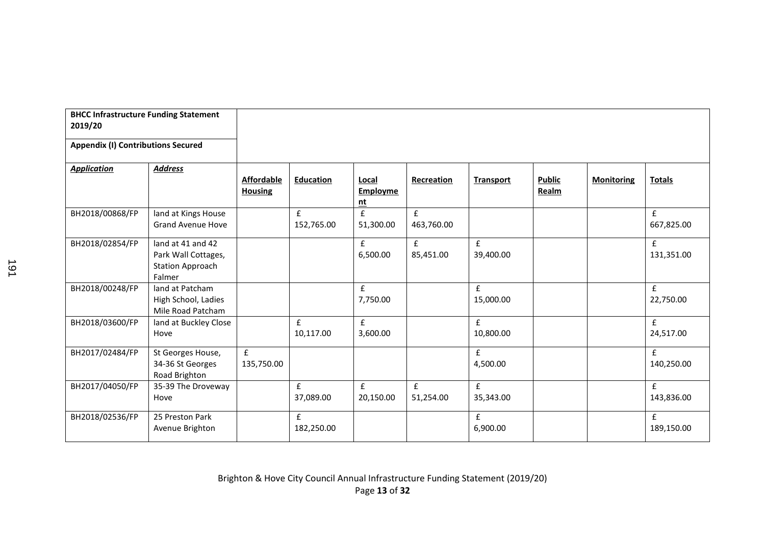**BHCC Infrastructure Funding Statement 2019/20**

**Appendix (I) Contributions Secured**

| ***Application*** | ***Address*** | **Affordable Housing** | **Education** | **Local Employment** | **Recreation** | **Transport** | **Public Realm** | **Monitoring** | **Totals** |
|---|---|---|---|---|---|---|---|---|---|
| BH2018/00868/FP | land at Kings House Grand Avenue Hove | | £ 152,765.00 | £ 51,300.00 | £ 463,760.00 | | | | £ 667,825.00 |
| BH2018/02854/FP | land at 41 and 42 Park Wall Cottages, Station Approach Falmer | | | £ 6,500.00 | £ 85,451.00 | £ 39,400.00 | | | £ 131,351.00 |
| BH2018/00248/FP | land at Patcham High School, Ladies Mile Road Patcham | | | £ 7,750.00 | | £ 15,000.00 | | | £ 22,750.00 |
| BH2018/03600/FP | land at Buckley Close Hove | | £ 10,117.00 | £ 3,600.00 | | £ 10,800.00 | | | £ 24,517.00 |
| BH2017/02484/FP | St Georges House, 34-36 St Georges Road Brighton | £ 135,750.00 | | | | £ 4,500.00 | | | £ 140,250.00 |
| BH2017/04050/FP | 35-39 The Droveway Hove | | £ 37,089.00 | £ 20,150.00 | £ 51,254.00 | £ 35,343.00 | | | £ 143,836.00 |
| BH2018/02536/FP | 25 Preston Park Avenue Brighton | | £ 182,250.00 | | | £ 6,900.00 | | | £ 189,150.00 |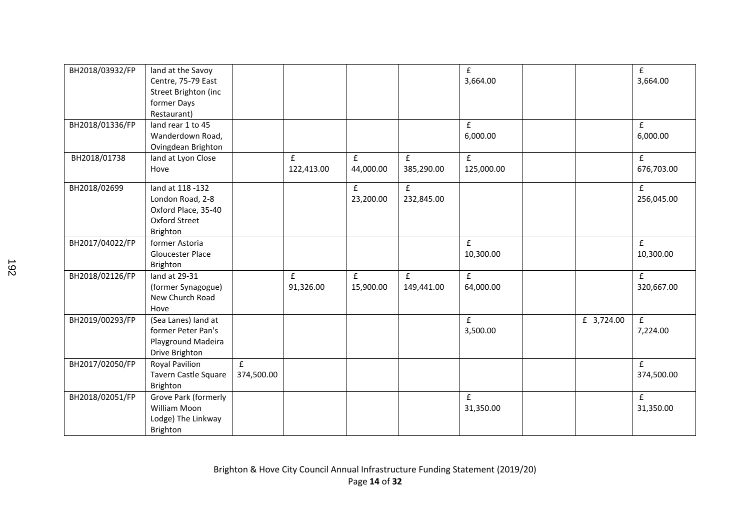| | | | | | | | | | |
|---|---|---|---|---|---|---|---|---|---|
| BH2018/03932/FP | land at the Savoy Centre, 75-79 East Street Brighton (inc former Days Restaurant) | | | | | £ 3,664.00 | | | £ 3,664.00 |
| BH2018/01336/FP | land rear 1 to 45 Wanderdown Road, Ovingdean Brighton | | | | | £ 6,000.00 | | | £ 6,000.00 |
| BH2018/01738 | land at Lyon Close Hove | | £ 122,413.00 | £ 44,000.00 | £ 385,290.00 | £ 125,000.00 | | | £ 676,703.00 |
| BH2018/02699 | land at 118 -132 London Road, 2-8 Oxford Place, 35-40 Oxford Street Brighton | | | £ 23,200.00 | £ 232,845.00 | | | | £ 256,045.00 |
| BH2017/04022/FP | former Astoria Gloucester Place Brighton | | | | | £ 10,300.00 | | | £ 10,300.00 |
| BH2018/02126/FP | land at 29-31 (former Synagogue) New Church Road Hove | | £ 91,326.00 | £ 15,900.00 | £ 149,441.00 | £ 64,000.00 | | | £ 320,667.00 |
| BH2019/00293/FP | (Sea Lanes) land at former Peter Pan's Playground Madeira Drive Brighton | | | | | £ 3,500.00 | | £ 3,724.00 | £ 7,224.00 |
| BH2017/02050/FP | Royal Pavilion Tavern Castle Square Brighton | £ 374,500.00 | | | | | | | £ 374,500.00 |
| BH2018/02051/FP | Grove Park (formerly William Moon Lodge) The Linkway Brighton | | | | | £ 31,350.00 | | | £ 31,350.00 |

Brighton & Hove City Council Annual Infrastructure Funding Statement (2019/20)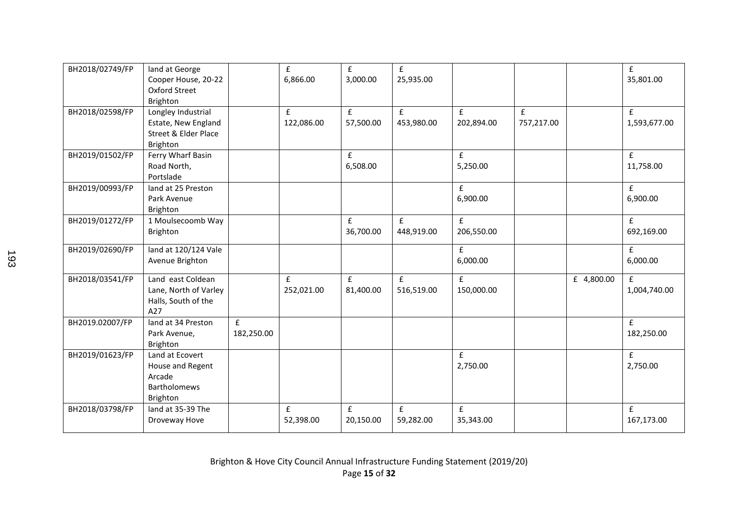| | | | | | | | | | |
|---|---|---|---|---|---|---|---|---|---|
| BH2018/02749/FP | land at George Cooper House, 20-22 Oxford Street Brighton | | £ 6,866.00 | £ 3,000.00 | £ 25,935.00 | | | | £ 35,801.00 |
| BH2018/02598/FP | Longley Industrial Estate, New England Street & Elder Place Brighton | | £ 122,086.00 | £ 57,500.00 | £ 453,980.00 | £ 202,894.00 | £ 757,217.00 | | £ 1,593,677.00 |
| BH2019/01502/FP | Ferry Wharf Basin Road North, Portslade | | | £ 6,508.00 | | £ 5,250.00 | | | £ 11,758.00 |
| BH2019/00993/FP | land at 25 Preston Park Avenue Brighton | | | | | £ 6,900.00 | | | £ 6,900.00 |
| BH2019/01272/FP | 1 Moulsecoomb Way Brighton | | | £ 36,700.00 | £ 448,919.00 | £ 206,550.00 | | | £ 692,169.00 |
| BH2019/02690/FP | land at 120/124 Vale Avenue Brighton | | | | | £ 6,000.00 | | | £ 6,000.00 |
| BH2018/03541/FP | Land east Coldean Lane, North of Varley Halls, South of the A27 | | £ 252,021.00 | £ 81,400.00 | £ 516,519.00 | £ 150,000.00 | | £ 4,800.00 | £ 1,004,740.00 |
| BH2019.02007/FP | land at 34 Preston Park Avenue, Brighton | £ 182,250.00 | | | | | | | £ 182,250.00 |
| BH2019/01623/FP | Land at Ecovert House and Regent Arcade Bartholomews Brighton | | | | | £ 2,750.00 | | | £ 2,750.00 |
| BH2018/03798/FP | land at 35-39 The Droveway Hove | | £ 52,398.00 | £ 20,150.00 | £ 59,282.00 | £ 35,343.00 | | | £ 167,173.00 |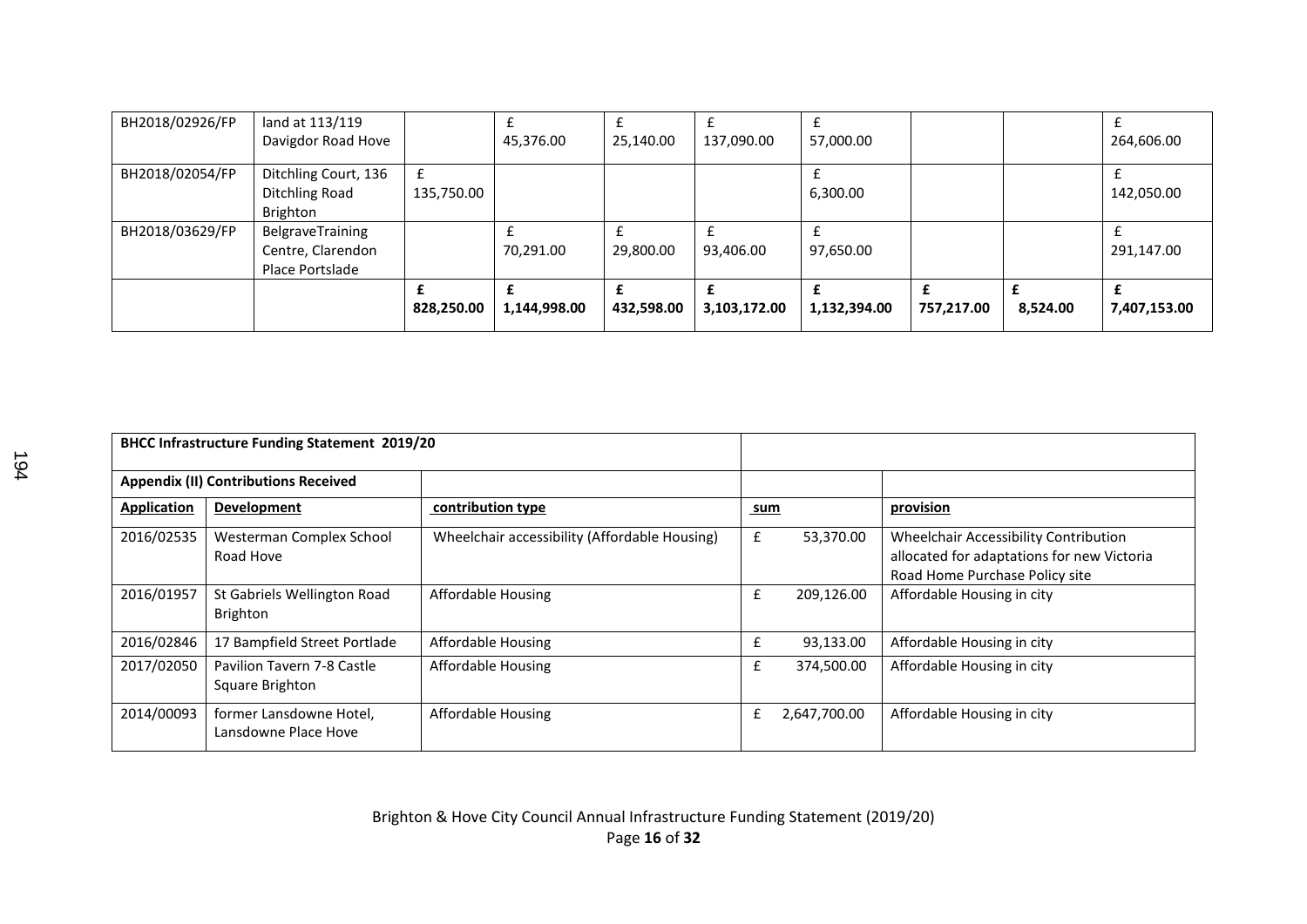| | | | | | | | | | |
|---|---|---|---|---|---|---|---|---|---|
| BH2018/02926/FP | land at 113/119 Davigdor Road Hove | | £ 45,376.00 | £ 25,140.00 | £ 137,090.00 | £ 57,000.00 | | | £ 264,606.00 |
| BH2018/02054/FP | Ditchling Court, 136 Ditchling Road Brighton | £ 135,750.00 | | | | £ 6,300.00 | | | £ 142,050.00 |
| BH2018/03629/FP | BelgraveTraining Centre, Clarendon Place Portslade | | £ 70,291.00 | £ 29,800.00 | £ 93,406.00 | £ 97,650.00 | | | £ 291,147.00 |
| | | **£ 828,250.00** | **£ 1,144,998.00** | **£ 432,598.00** | **£ 3,103,172.00** | **£ 1,132,394.00** | **£ 757,217.00** | **£ 8,524.00** | **£ 7,407,153.00** |

| **BHCC Infrastructure Funding Statement 2019/20** | | | | |
|---|---|---|---|---|
| **Appendix (II) Contributions Received** | | | | |
| **Application** | **Development** | **contribution type** | **sum** | **provision** |
| 2016/02535 | Westerman Complex School Road Hove | Wheelchair accessibility (Affordable Housing) | £ 53,370.00 | Wheelchair Accessibility Contribution allocated for adaptations for new Victoria Road Home Purchase Policy site |
| 2016/01957 | St Gabriels Wellington Road Brighton | Affordable Housing | £ 209,126.00 | Affordable Housing in city |
| 2016/02846 | 17 Bampfield Street Portlade | Affordable Housing | £ 93,133.00 | Affordable Housing in city |
| 2017/02050 | Pavilion Tavern 7-8 Castle Square Brighton | Affordable Housing | £ 374,500.00 | Affordable Housing in city |
| 2014/00093 | former Lansdowne Hotel, Lansdowne Place Hove | Affordable Housing | £ 2,647,700.00 | Affordable Housing in city |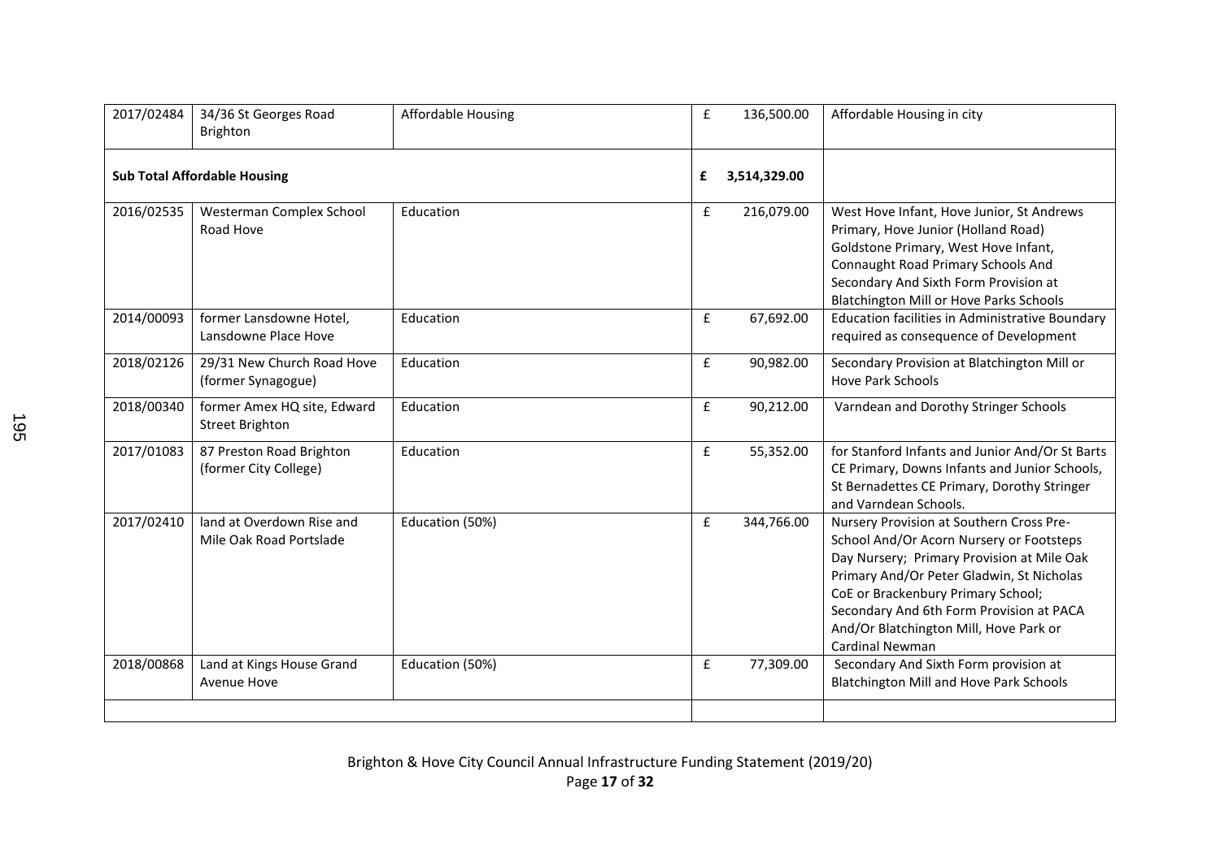| | | | | |
|---|---|---|---|---|
| 2017/02484 | 34/36 St Georges Road Brighton | Affordable Housing | £ 136,500.00 | Affordable Housing in city |
| **Sub Total Affordable Housing** | | | **£ 3,514,329.00** | |
| 2016/02535 | Westerman Complex School Road Hove | Education | £ 216,079.00 | West Hove Infant, Hove Junior, St Andrews Primary, Hove Junior (Holland Road) Goldstone Primary, West Hove Infant, Connaught Road Primary Schools And Secondary And Sixth Form Provision at Blatchington Mill or Hove Parks Schools |
| 2014/00093 | former Lansdowne Hotel, Lansdowne Place Hove | Education | £ 67,692.00 | Education facilities in Administrative Boundary required as consequence of Development |
| 2018/02126 | 29/31 New Church Road Hove (former Synagogue) | Education | £ 90,982.00 | Secondary Provision at Blatchington Mill or Hove Park Schools |
| 2018/00340 | former Amex HQ site, Edward Street Brighton | Education | £ 90,212.00 | Varndean and Dorothy Stringer Schools |
| 2017/01083 | 87 Preston Road Brighton (former City College) | Education | £ 55,352.00 | for Stanford Infants and Junior And/Or St Barts CE Primary, Downs Infants and Junior Schools, St Bernadettes CE Primary, Dorothy Stringer and Varndean Schools. |
| 2017/02410 | land at Overdown Rise and Mile Oak Road Portslade | Education (50%) | £ 344,766.00 | Nursery Provision at Southern Cross Pre-School And/Or Acorn Nursery or Footsteps Day Nursery; Primary Provision at Mile Oak Primary And/Or Peter Gladwin, St Nicholas CoE or Brackenbury Primary School; Secondary And 6th Form Provision at PACA And/Or Blatchington Mill, Hove Park or Cardinal Newman |
| 2018/00868 | Land at Kings House Grand Avenue Hove | Education (50%) | £ 77,309.00 | Secondary And Sixth Form provision at Blatchington Mill and Hove Park Schools |
| | | | | |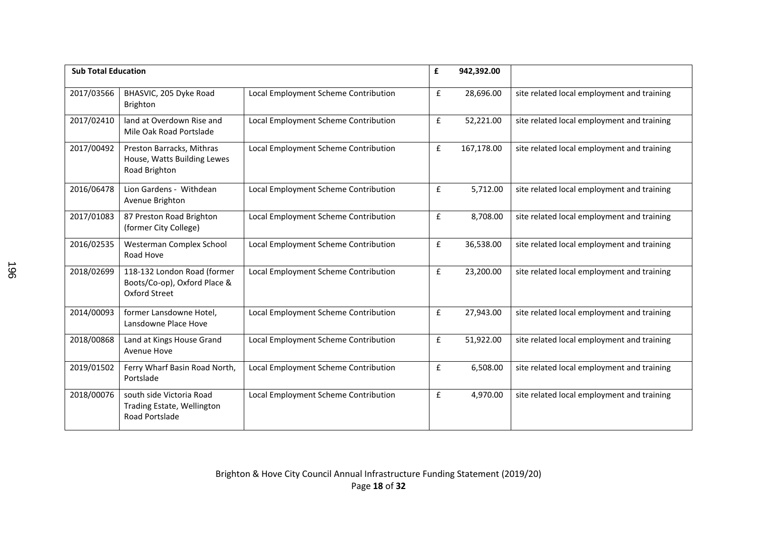| Sub Total Education | | | £ | 942,392.00 | |
|---|---|---|---|---|---|
| 2017/03566 | BHASVIC, 205 Dyke Road Brighton | Local Employment Scheme Contribution | £ | 28,696.00 | site related local employment and training |
| 2017/02410 | land at Overdown Rise and Mile Oak Road Portslade | Local Employment Scheme Contribution | £ | 52,221.00 | site related local employment and training |
| 2017/00492 | Preston Barracks, Mithras House, Watts Building Lewes Road Brighton | Local Employment Scheme Contribution | £ | 167,178.00 | site related local employment and training |
| 2016/06478 | Lion Gardens - Withdean Avenue Brighton | Local Employment Scheme Contribution | £ | 5,712.00 | site related local employment and training |
| 2017/01083 | 87 Preston Road Brighton (former City College) | Local Employment Scheme Contribution | £ | 8,708.00 | site related local employment and training |
| 2016/02535 | Westerman Complex School Road Hove | Local Employment Scheme Contribution | £ | 36,538.00 | site related local employment and training |
| 2018/02699 | 118-132 London Road (former Boots/Co-op), Oxford Place & Oxford Street | Local Employment Scheme Contribution | £ | 23,200.00 | site related local employment and training |
| 2014/00093 | former Lansdowne Hotel, Lansdowne Place Hove | Local Employment Scheme Contribution | £ | 27,943.00 | site related local employment and training |
| 2018/00868 | Land at Kings House Grand Avenue Hove | Local Employment Scheme Contribution | £ | 51,922.00 | site related local employment and training |
| 2019/01502 | Ferry Wharf Basin Road North, Portslade | Local Employment Scheme Contribution | £ | 6,508.00 | site related local employment and training |
| 2018/00076 | south side Victoria Road Trading Estate, Wellington Road Portslade | Local Employment Scheme Contribution | £ | 4,970.00 | site related local employment and training |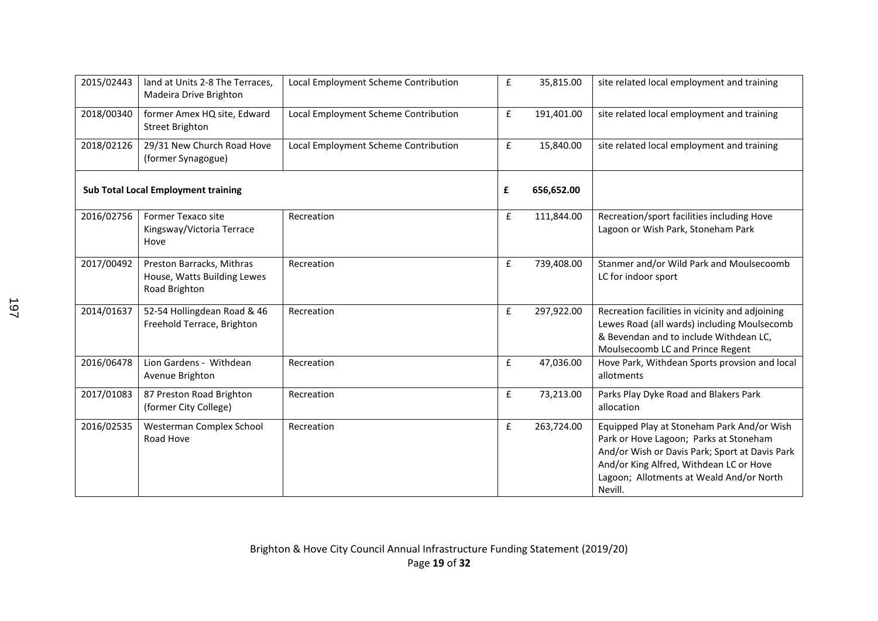| | | | | | |
|---|---|---|---|---|---|
| 2015/02443 | land at Units 2-8 The Terraces, Madeira Drive Brighton | Local Employment Scheme Contribution | £ | 35,815.00 | site related local employment and training |
| 2018/00340 | former Amex HQ site, Edward Street Brighton | Local Employment Scheme Contribution | £ | 191,401.00 | site related local employment and training |
| 2018/02126 | 29/31 New Church Road Hove (former Synagogue) | Local Employment Scheme Contribution | £ | 15,840.00 | site related local employment and training |
| **Sub Total Local Employment training** | | | **£** | **656,652.00** | |
| 2016/02756 | Former Texaco site Kingsway/Victoria Terrace Hove | Recreation | £ | 111,844.00 | Recreation/sport facilities including Hove Lagoon or Wish Park, Stoneham Park |
| 2017/00492 | Preston Barracks, Mithras House, Watts Building Lewes Road Brighton | Recreation | £ | 739,408.00 | Stanmer and/or Wild Park and Moulsecoomb LC for indoor sport |
| 2014/01637 | 52-54 Hollingdean Road & 46 Freehold Terrace, Brighton | Recreation | £ | 297,922.00 | Recreation facilities in vicinity and adjoining Lewes Road (all wards) including Moulsecomb & Bevendan and to include Withdean LC, Moulsecoomb LC and Prince Regent |
| 2016/06478 | Lion Gardens - Withdean Avenue Brighton | Recreation | £ | 47,036.00 | Hove Park, Withdean Sports provsion and local allotments |
| 2017/01083 | 87 Preston Road Brighton (former City College) | Recreation | £ | 73,213.00 | Parks Play Dyke Road and Blakers Park allocation |
| 2016/02535 | Westerman Complex School Road Hove | Recreation | £ | 263,724.00 | Equipped Play at Stoneham Park And/or Wish Park or Hove Lagoon; Parks at Stoneham And/or Wish or Davis Park; Sport at Davis Park And/or King Alfred, Withdean LC or Hove Lagoon; Allotments at Weald And/or North Nevill. |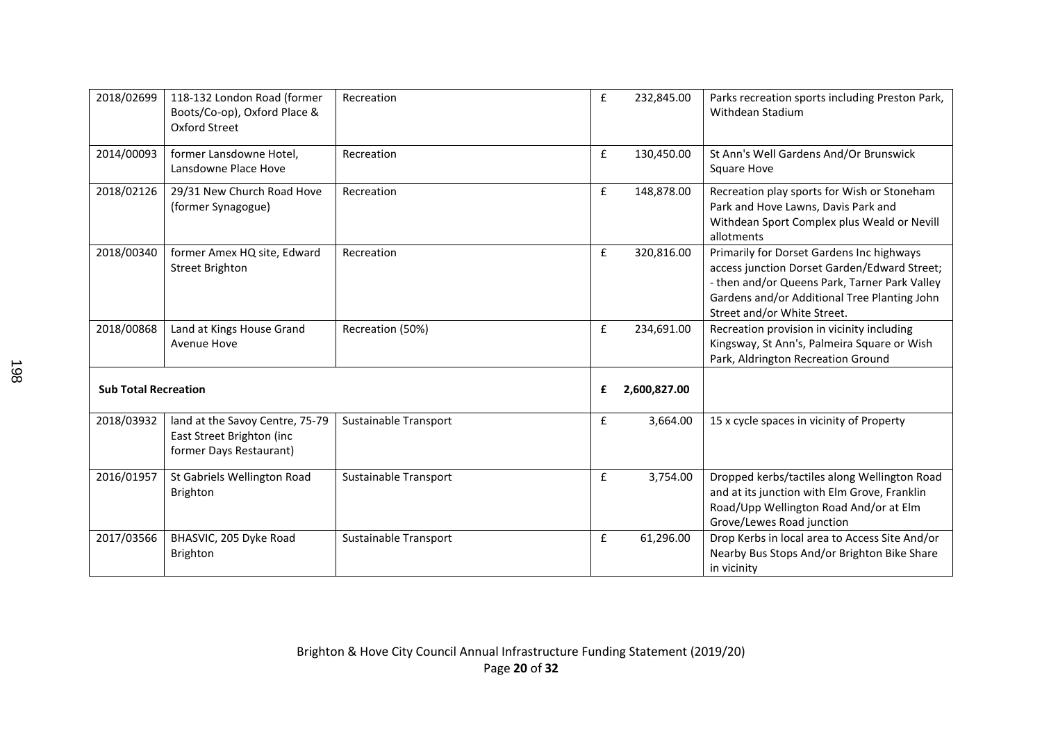| | | | | | |
|---|---|---|---|---|---|
| 2018/02699 | 118-132 London Road (former Boots/Co-op), Oxford Place & Oxford Street | Recreation | £ | 232,845.00 | Parks recreation sports including Preston Park, Withdean Stadium |
| 2014/00093 | former Lansdowne Hotel, Lansdowne Place Hove | Recreation | £ | 130,450.00 | St Ann's Well Gardens And/Or Brunswick Square Hove |
| 2018/02126 | 29/31 New Church Road Hove (former Synagogue) | Recreation | £ | 148,878.00 | Recreation play sports for Wish or Stoneham Park and Hove Lawns, Davis Park and Withdean Sport Complex plus Weald or Nevill allotments |
| 2018/00340 | former Amex HQ site, Edward Street Brighton | Recreation | £ | 320,816.00 | Primarily for Dorset Gardens Inc highways access junction Dorset Garden/Edward Street; - then and/or Queens Park, Tarner Park Valley Gardens and/or Additional Tree Planting John Street and/or White Street. |
| 2018/00868 | Land at Kings House Grand Avenue Hove | Recreation (50%) | £ | 234,691.00 | Recreation provision in vicinity including Kingsway, St Ann's, Palmeira Square or Wish Park, Aldrington Recreation Ground |
| **Sub Total Recreation** | | | **£** | **2,600,827.00** | |
| 2018/03932 | land at the Savoy Centre, 75-79 East Street Brighton (inc former Days Restaurant) | Sustainable Transport | £ | 3,664.00 | 15 x cycle spaces in vicinity of Property |
| 2016/01957 | St Gabriels Wellington Road Brighton | Sustainable Transport | £ | 3,754.00 | Dropped kerbs/tactiles along Wellington Road and at its junction with Elm Grove, Franklin Road/Upp Wellington Road And/or at Elm Grove/Lewes Road junction |
| 2017/03566 | BHASVIC, 205 Dyke Road Brighton | Sustainable Transport | £ | 61,296.00 | Drop Kerbs in local area to Access Site And/or Nearby Bus Stops And/or Brighton Bike Share in vicinity |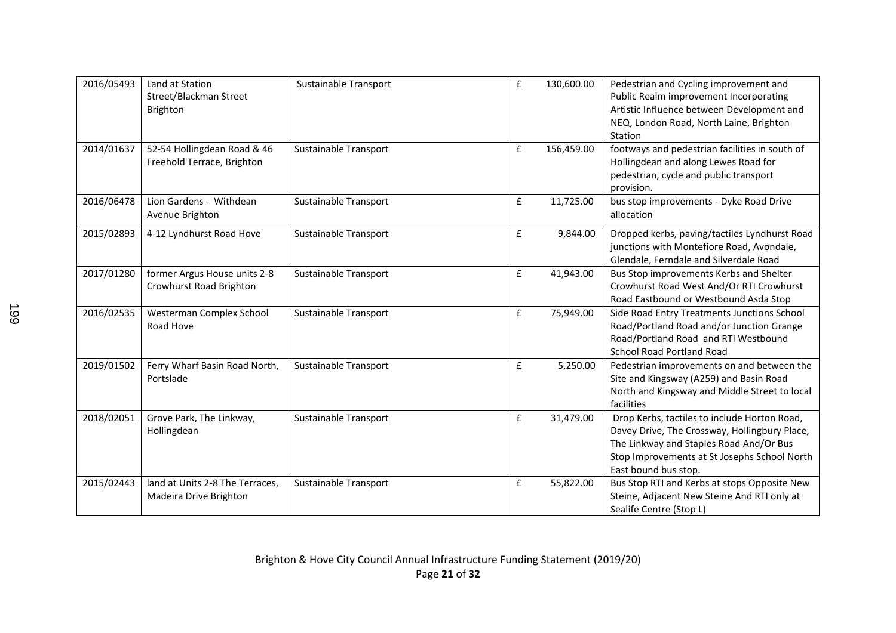| | | | | | |
|---|---|---|---|---|---|
| 2016/05493 | Land at Station Street/Blackman Street Brighton | Sustainable Transport | £ | 130,600.00 | Pedestrian and Cycling improvement and Public Realm improvement Incorporating Artistic Influence between Development and NEQ, London Road, North Laine, Brighton Station |
| 2014/01637 | 52-54 Hollingdean Road & 46 Freehold Terrace, Brighton | Sustainable Transport | £ | 156,459.00 | footways and pedestrian facilities in south of Hollingdean and along Lewes Road for pedestrian, cycle and public transport provision. |
| 2016/06478 | Lion Gardens - Withdean Avenue Brighton | Sustainable Transport | £ | 11,725.00 | bus stop improvements - Dyke Road Drive allocation |
| 2015/02893 | 4-12 Lyndhurst Road Hove | Sustainable Transport | £ | 9,844.00 | Dropped kerbs, paving/tactiles Lyndhurst Road junctions with Montefiore Road, Avondale, Glendale, Ferndale and Silverdale Road |
| 2017/01280 | former Argus House units 2-8 Crowhurst Road Brighton | Sustainable Transport | £ | 41,943.00 | Bus Stop improvements Kerbs and Shelter Crowhurst Road West And/Or RTI Crowhurst Road Eastbound or Westbound Asda Stop |
| 2016/02535 | Westerman Complex School Road Hove | Sustainable Transport | £ | 75,949.00 | Side Road Entry Treatments Junctions School Road/Portland Road and/or Junction Grange Road/Portland Road and RTI Westbound School Road Portland Road |
| 2019/01502 | Ferry Wharf Basin Road North, Portslade | Sustainable Transport | £ | 5,250.00 | Pedestrian improvements on and between the Site and Kingsway (A259) and Basin Road North and Kingsway and Middle Street to local facilities |
| 2018/02051 | Grove Park, The Linkway, Hollingdean | Sustainable Transport | £ | 31,479.00 | Drop Kerbs, tactiles to include Horton Road, Davey Drive, The Crossway, Hollingbury Place, The Linkway and Staples Road And/Or Bus Stop Improvements at St Josephs School North East bound bus stop. |
| 2015/02443 | land at Units 2-8 The Terraces, Madeira Drive Brighton | Sustainable Transport | £ | 55,822.00 | Bus Stop RTI and Kerbs at stops Opposite New Steine, Adjacent New Steine And RTI only at Sealife Centre (Stop L) |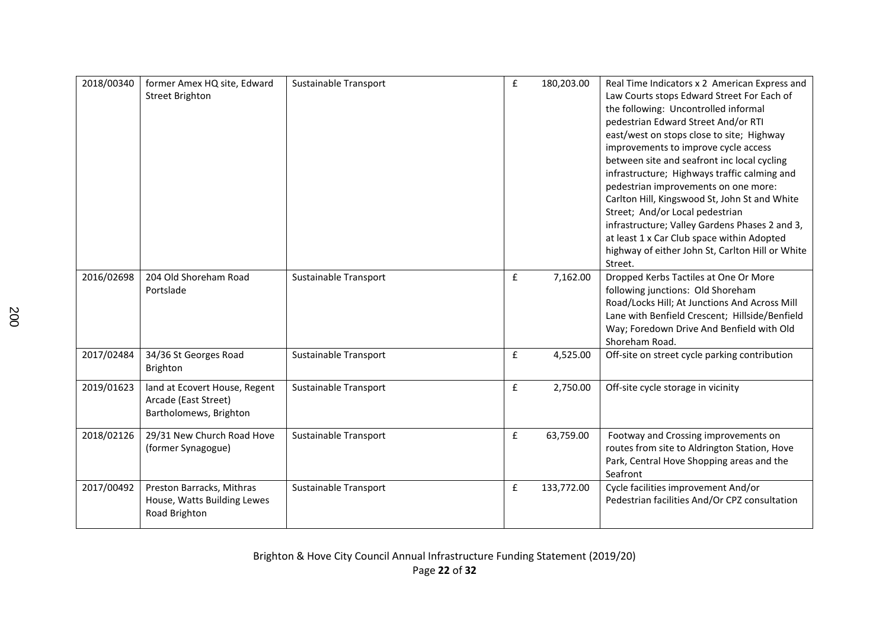| | | | | | |
|---|---|---|---|---|---|
| 2018/00340 | former Amex HQ site, Edward Street Brighton | Sustainable Transport | £ | 180,203.00 | Real Time Indicators x 2 American Express and Law Courts stops Edward Street For Each of the following: Uncontrolled informal pedestrian Edward Street And/or RTI east/west on stops close to site; Highway improvements to improve cycle access between site and seafront inc local cycling infrastructure; Highways traffic calming and pedestrian improvements on one more: Carlton Hill, Kingswood St, John St and White Street; And/or Local pedestrian infrastructure; Valley Gardens Phases 2 and 3, at least 1 x Car Club space within Adopted highway of either John St, Carlton Hill or White Street. |
| 2016/02698 | 204 Old Shoreham Road Portslade | Sustainable Transport | £ | 7,162.00 | Dropped Kerbs Tactiles at One Or More following junctions: Old Shoreham Road/Locks Hill; At Junctions And Across Mill Lane with Benfield Crescent; Hillside/Benfield Way; Foredown Drive And Benfield with Old Shoreham Road. |
| 2017/02484 | 34/36 St Georges Road Brighton | Sustainable Transport | £ | 4,525.00 | Off-site on street cycle parking contribution |
| 2019/01623 | land at Ecovert House, Regent Arcade (East Street) Bartholomews, Brighton | Sustainable Transport | £ | 2,750.00 | Off-site cycle storage in vicinity |
| 2018/02126 | 29/31 New Church Road Hove (former Synagogue) | Sustainable Transport | £ | 63,759.00 | Footway and Crossing improvements on routes from site to Aldrington Station, Hove Park, Central Hove Shopping areas and the Seafront |
| 2017/00492 | Preston Barracks, Mithras House, Watts Building Lewes Road Brighton | Sustainable Transport | £ | 133,772.00 | Cycle facilities improvement And/or Pedestrian facilities And/Or CPZ consultation |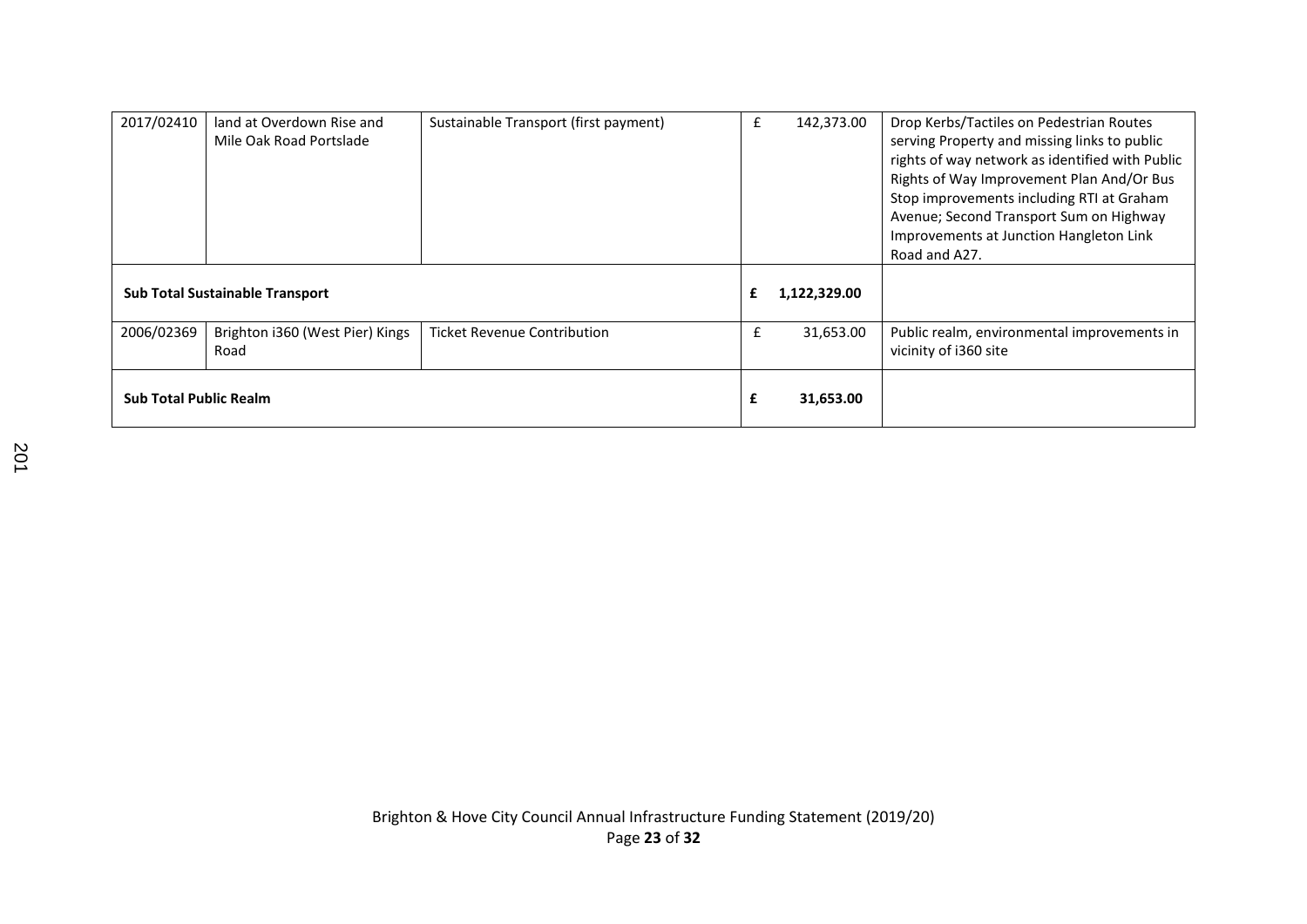| | | | | |
|---|---|---|---|---|
| 2017/02410 | land at Overdown Rise and Mile Oak Road Portslade | Sustainable Transport (first payment) | £ 142,373.00 | Drop Kerbs/Tactiles on Pedestrian Routes serving Property and missing links to public rights of way network as identified with Public Rights of Way Improvement Plan And/Or Bus Stop improvements including RTI at Graham Avenue; Second Transport Sum on Highway Improvements at Junction Hangleton Link Road and A27. |
| **Sub Total Sustainable Transport** | | | **£ 1,122,329.00** | |
| 2006/02369 | Brighton i360 (West Pier) Kings Road | Ticket Revenue Contribution | £ 31,653.00 | Public realm, environmental improvements in vicinity of i360 site |
| **Sub Total Public Realm** | | | **£ 31,653.00** | |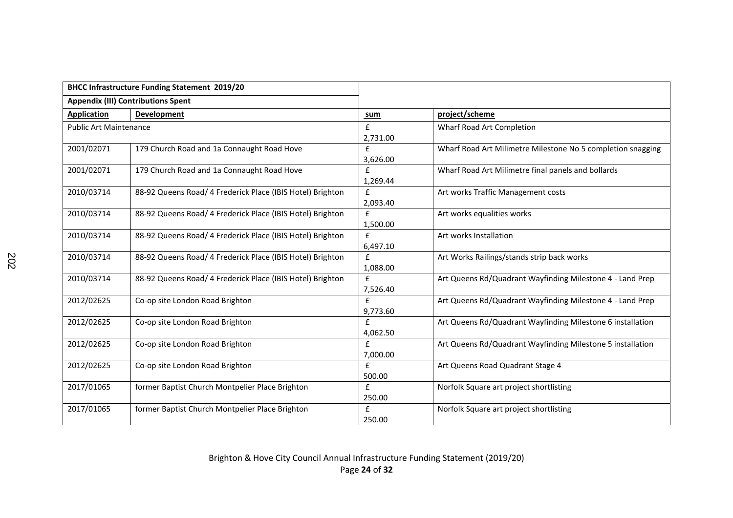| BHCC Infrastructure Funding Statement 2019/20 | | | |
|---|---|---|---|
| **Appendix (III) Contributions Spent** | | | |
| **Application** | **Development** | **sum** | **project/scheme** |
| Public Art Maintenance | | £ 2,731.00 | Wharf Road Art Completion |
| 2001/02071 | 179 Church Road and 1a Connaught Road Hove | £ 3,626.00 | Wharf Road Art Milimetre Milestone No 5 completion snagging |
| 2001/02071 | 179 Church Road and 1a Connaught Road Hove | £ 1,269.44 | Wharf Road Art Milimetre final panels and bollards |
| 2010/03714 | 88-92 Queens Road/ 4 Frederick Place (IBIS Hotel) Brighton | £ 2,093.40 | Art works Traffic Management costs |
| 2010/03714 | 88-92 Queens Road/ 4 Frederick Place (IBIS Hotel) Brighton | £ 1,500.00 | Art works equalities works |
| 2010/03714 | 88-92 Queens Road/ 4 Frederick Place (IBIS Hotel) Brighton | £ 6,497.10 | Art works Installation |
| 2010/03714 | 88-92 Queens Road/ 4 Frederick Place (IBIS Hotel) Brighton | £ 1,088.00 | Art Works Railings/stands strip back works |
| 2010/03714 | 88-92 Queens Road/ 4 Frederick Place (IBIS Hotel) Brighton | £ 7,526.40 | Art Queens Rd/Quadrant Wayfinding Milestone 4 - Land Prep |
| 2012/02625 | Co-op site London Road Brighton | £ 9,773.60 | Art Queens Rd/Quadrant Wayfinding Milestone 4 - Land Prep |
| 2012/02625 | Co-op site London Road Brighton | £ 4,062.50 | Art Queens Rd/Quadrant Wayfinding Milestone 6 installation |
| 2012/02625 | Co-op site London Road Brighton | £ 7,000.00 | Art Queens Rd/Quadrant Wayfinding Milestone 5 installation |
| 2012/02625 | Co-op site London Road Brighton | £ 500.00 | Art Queens Road Quadrant Stage 4 |
| 2017/01065 | former Baptist Church Montpelier Place Brighton | £ 250.00 | Norfolk Square art project shortlisting |
| 2017/01065 | former Baptist Church Montpelier Place Brighton | £ 250.00 | Norfolk Square art project shortlisting |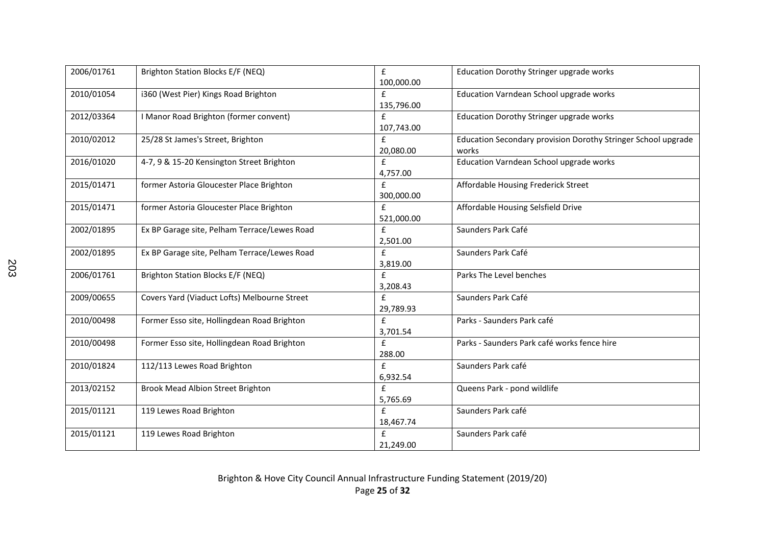| 2006/01761 | Brighton Station Blocks E/F (NEQ) | £ 100,000.00 | Education Dorothy Stringer upgrade works |
|---|---|---|---|
| 2010/01054 | i360 (West Pier) Kings Road Brighton | £ 135,796.00 | Education Varndean School upgrade works |
| 2012/03364 | I Manor Road Brighton (former convent) | £ 107,743.00 | Education Dorothy Stringer upgrade works |
| 2010/02012 | 25/28 St James's Street, Brighton | £ 20,080.00 | Education Secondary provision Dorothy Stringer School upgrade works |
| 2016/01020 | 4-7, 9 & 15-20 Kensington Street Brighton | £ 4,757.00 | Education Varndean School upgrade works |
| 2015/01471 | former Astoria Gloucester Place Brighton | £ 300,000.00 | Affordable Housing Frederick Street |
| 2015/01471 | former Astoria Gloucester Place Brighton | £ 521,000.00 | Affordable Housing Selsfield Drive |
| 2002/01895 | Ex BP Garage site, Pelham Terrace/Lewes Road | £ 2,501.00 | Saunders Park Café |
| 2002/01895 | Ex BP Garage site, Pelham Terrace/Lewes Road | £ 3,819.00 | Saunders Park Café |
| 2006/01761 | Brighton Station Blocks E/F (NEQ) | £ 3,208.43 | Parks The Level benches |
| 2009/00655 | Covers Yard (Viaduct Lofts) Melbourne Street | £ 29,789.93 | Saunders Park Café |
| 2010/00498 | Former Esso site, Hollingdean Road Brighton | £ 3,701.54 | Parks - Saunders Park café |
| 2010/00498 | Former Esso site, Hollingdean Road Brighton | £ 288.00 | Parks - Saunders Park café works fence hire |
| 2010/01824 | 112/113 Lewes Road Brighton | £ 6,932.54 | Saunders Park café |
| 2013/02152 | Brook Mead Albion Street Brighton | £ 5,765.69 | Queens Park - pond wildlife |
| 2015/01121 | 119 Lewes Road Brighton | £ 18,467.74 | Saunders Park café |
| 2015/01121 | 119 Lewes Road Brighton | £ 21,249.00 | Saunders Park café |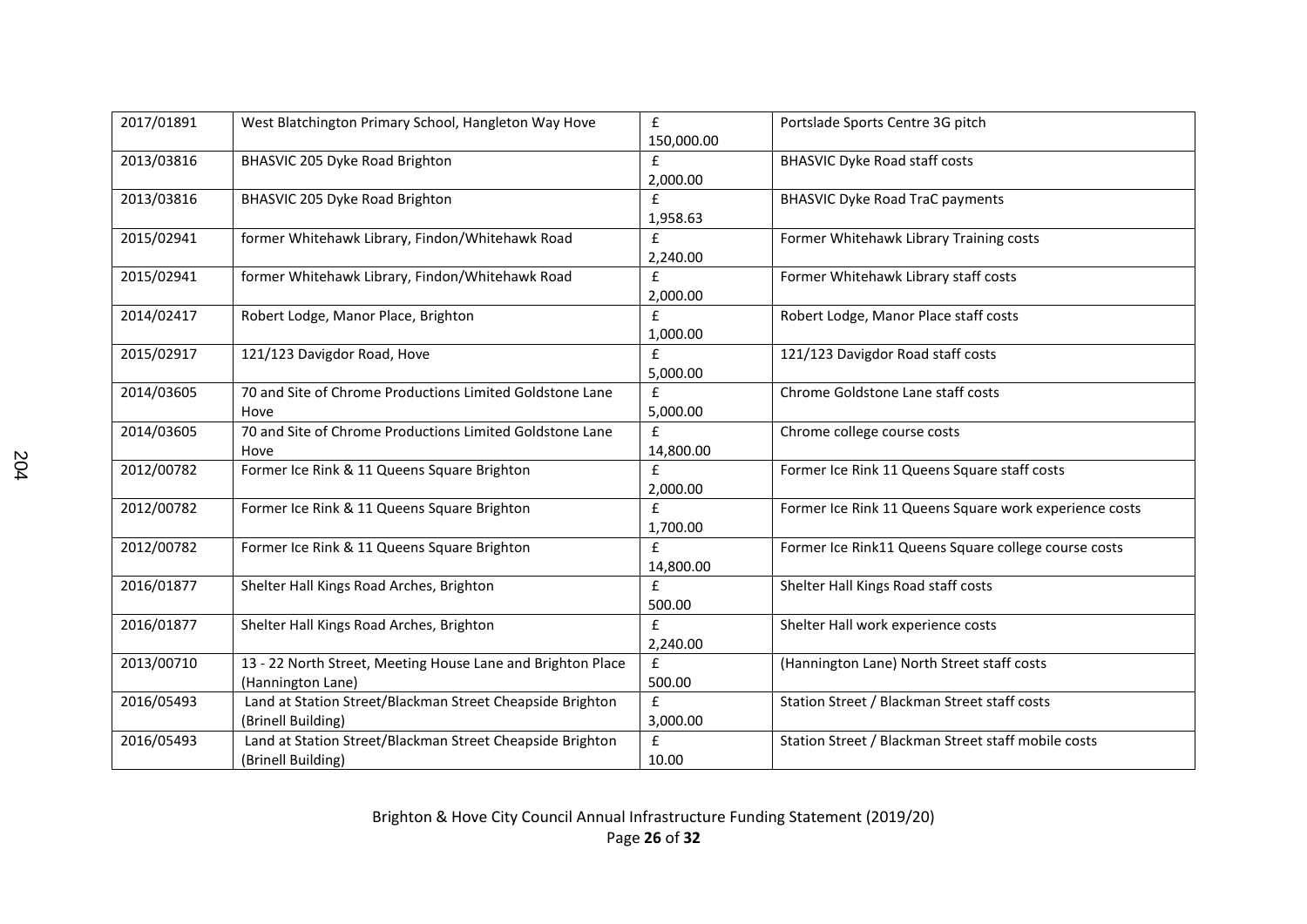| 2017/01891 | West Blatchington Primary School, Hangleton Way Hove | £ 150,000.00 | Portslade Sports Centre 3G pitch |
|---|---|---|---|
| 2013/03816 | BHASVIC 205 Dyke Road Brighton | £ 2,000.00 | BHASVIC Dyke Road staff costs |
| 2013/03816 | BHASVIC 205 Dyke Road Brighton | £ 1,958.63 | BHASVIC Dyke Road TraC payments |
| 2015/02941 | former Whitehawk Library, Findon/Whitehawk Road | £ 2,240.00 | Former Whitehawk Library Training costs |
| 2015/02941 | former Whitehawk Library, Findon/Whitehawk Road | £ 2,000.00 | Former Whitehawk Library staff costs |
| 2014/02417 | Robert Lodge, Manor Place, Brighton | £ 1,000.00 | Robert Lodge, Manor Place staff costs |
| 2015/02917 | 121/123 Davigdor Road, Hove | £ 5,000.00 | 121/123 Davigdor Road staff costs |
| 2014/03605 | 70 and Site of Chrome Productions Limited Goldstone Lane Hove | £ 5,000.00 | Chrome Goldstone Lane staff costs |
| 2014/03605 | 70 and Site of Chrome Productions Limited Goldstone Lane Hove | £ 14,800.00 | Chrome college course costs |
| 2012/00782 | Former Ice Rink & 11 Queens Square Brighton | £ 2,000.00 | Former Ice Rink 11 Queens Square staff costs |
| 2012/00782 | Former Ice Rink & 11 Queens Square Brighton | £ 1,700.00 | Former Ice Rink 11 Queens Square work experience costs |
| 2012/00782 | Former Ice Rink & 11 Queens Square Brighton | £ 14,800.00 | Former Ice Rink11 Queens Square college course costs |
| 2016/01877 | Shelter Hall Kings Road Arches, Brighton | £ 500.00 | Shelter Hall Kings Road staff costs |
| 2016/01877 | Shelter Hall Kings Road Arches, Brighton | £ 2,240.00 | Shelter Hall work experience costs |
| 2013/00710 | 13 - 22 North Street, Meeting House Lane and Brighton Place (Hannington Lane) | £ 500.00 | (Hannington Lane) North Street staff costs |
| 2016/05493 | Land at Station Street/Blackman Street Cheapside Brighton (Brinell Building) | £ 3,000.00 | Station Street / Blackman Street staff costs |
| 2016/05493 | Land at Station Street/Blackman Street Cheapside Brighton (Brinell Building) | £ 10.00 | Station Street / Blackman Street staff mobile costs |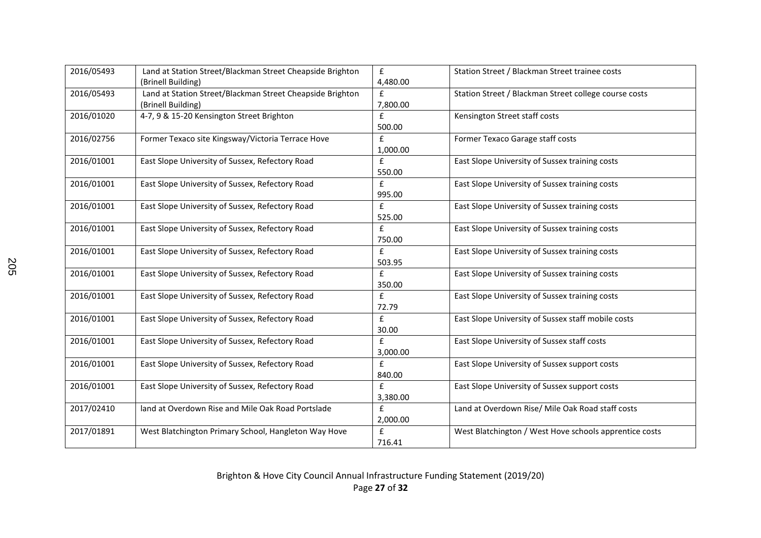| | | | |
|---|---|---|---|
| 2016/05493 | Land at Station Street/Blackman Street Cheapside Brighton (Brinell Building) | £ 4,480.00 | Station Street / Blackman Street trainee costs |
| 2016/05493 | Land at Station Street/Blackman Street Cheapside Brighton (Brinell Building) | £ 7,800.00 | Station Street / Blackman Street college course costs |
| 2016/01020 | 4-7, 9 & 15-20 Kensington Street Brighton | £ 500.00 | Kensington Street staff costs |
| 2016/02756 | Former Texaco site Kingsway/Victoria Terrace Hove | £ 1,000.00 | Former Texaco Garage staff costs |
| 2016/01001 | East Slope University of Sussex, Refectory Road | £ 550.00 | East Slope University of Sussex training costs |
| 2016/01001 | East Slope University of Sussex, Refectory Road | £ 995.00 | East Slope University of Sussex training costs |
| 2016/01001 | East Slope University of Sussex, Refectory Road | £ 525.00 | East Slope University of Sussex training costs |
| 2016/01001 | East Slope University of Sussex, Refectory Road | £ 750.00 | East Slope University of Sussex training costs |
| 2016/01001 | East Slope University of Sussex, Refectory Road | £ 503.95 | East Slope University of Sussex training costs |
| 2016/01001 | East Slope University of Sussex, Refectory Road | £ 350.00 | East Slope University of Sussex training costs |
| 2016/01001 | East Slope University of Sussex, Refectory Road | £ 72.79 | East Slope University of Sussex training costs |
| 2016/01001 | East Slope University of Sussex, Refectory Road | £ 30.00 | East Slope University of Sussex staff mobile costs |
| 2016/01001 | East Slope University of Sussex, Refectory Road | £ 3,000.00 | East Slope University of Sussex staff costs |
| 2016/01001 | East Slope University of Sussex, Refectory Road | £ 840.00 | East Slope University of Sussex support costs |
| 2016/01001 | East Slope University of Sussex, Refectory Road | £ 3,380.00 | East Slope University of Sussex support costs |
| 2017/02410 | land at Overdown Rise and Mile Oak Road Portslade | £ 2,000.00 | Land at Overdown Rise/ Mile Oak Road staff costs |
| 2017/01891 | West Blatchington Primary School, Hangleton Way Hove | £ 716.41 | West Blatchington / West Hove schools apprentice costs |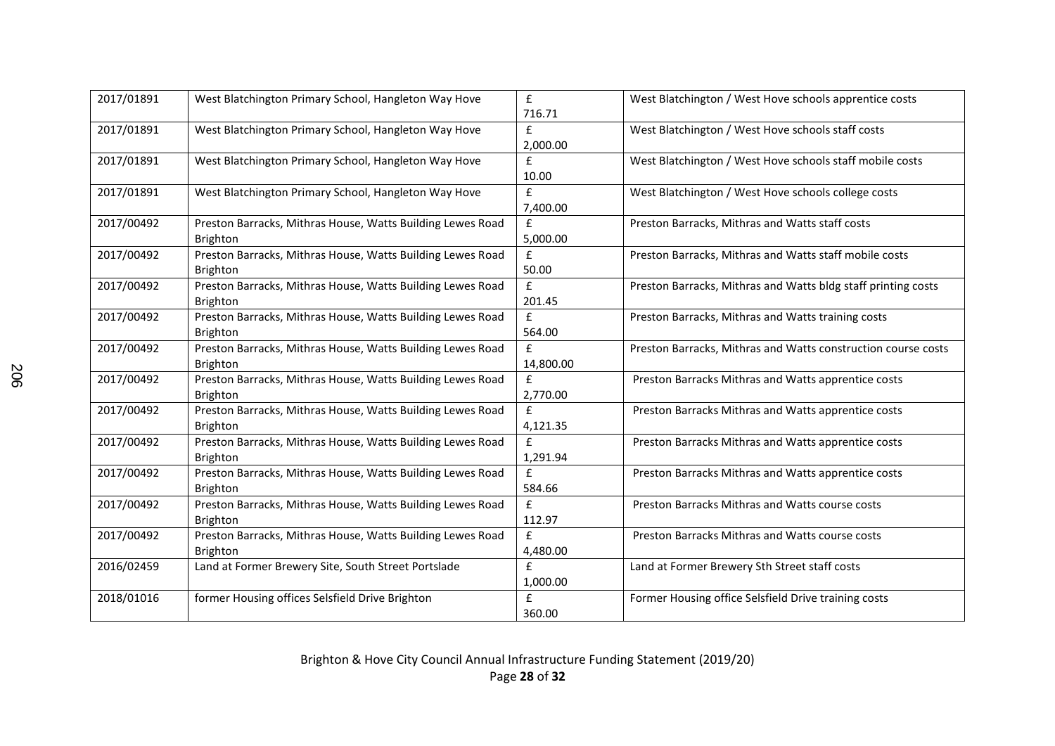| 2017/01891 | West Blatchington Primary School, Hangleton Way Hove | £ 716.71 | West Blatchington / West Hove schools apprentice costs |
|---|---|---|---|
| 2017/01891 | West Blatchington Primary School, Hangleton Way Hove | £ 2,000.00 | West Blatchington / West Hove schools staff costs |
| 2017/01891 | West Blatchington Primary School, Hangleton Way Hove | £ 10.00 | West Blatchington / West Hove schools staff mobile costs |
| 2017/01891 | West Blatchington Primary School, Hangleton Way Hove | £ 7,400.00 | West Blatchington / West Hove schools college costs |
| 2017/00492 | Preston Barracks, Mithras House, Watts Building Lewes Road Brighton | £ 5,000.00 | Preston Barracks, Mithras and Watts staff costs |
| 2017/00492 | Preston Barracks, Mithras House, Watts Building Lewes Road Brighton | £ 50.00 | Preston Barracks, Mithras and Watts staff mobile costs |
| 2017/00492 | Preston Barracks, Mithras House, Watts Building Lewes Road Brighton | £ 201.45 | Preston Barracks, Mithras and Watts bldg staff printing costs |
| 2017/00492 | Preston Barracks, Mithras House, Watts Building Lewes Road Brighton | £ 564.00 | Preston Barracks, Mithras and Watts training costs |
| 2017/00492 | Preston Barracks, Mithras House, Watts Building Lewes Road Brighton | £ 14,800.00 | Preston Barracks, Mithras and Watts construction course costs |
| 2017/00492 | Preston Barracks, Mithras House, Watts Building Lewes Road Brighton | £ 2,770.00 | Preston Barracks Mithras and Watts apprentice costs |
| 2017/00492 | Preston Barracks, Mithras House, Watts Building Lewes Road Brighton | £ 4,121.35 | Preston Barracks Mithras and Watts apprentice costs |
| 2017/00492 | Preston Barracks, Mithras House, Watts Building Lewes Road Brighton | £ 1,291.94 | Preston Barracks Mithras and Watts apprentice costs |
| 2017/00492 | Preston Barracks, Mithras House, Watts Building Lewes Road Brighton | £ 584.66 | Preston Barracks Mithras and Watts apprentice costs |
| 2017/00492 | Preston Barracks, Mithras House, Watts Building Lewes Road Brighton | £ 112.97 | Preston Barracks Mithras and Watts course costs |
| 2017/00492 | Preston Barracks, Mithras House, Watts Building Lewes Road Brighton | £ 4,480.00 | Preston Barracks Mithras and Watts course costs |
| 2016/02459 | Land at Former Brewery Site, South Street Portslade | £ 1,000.00 | Land at Former Brewery Sth Street staff costs |
| 2018/01016 | former Housing offices Selsfield Drive Brighton | £ 360.00 | Former Housing office Selsfield Drive training costs |

Brighton & Hove City Council Annual Infrastructure Funding Statement (2019/20)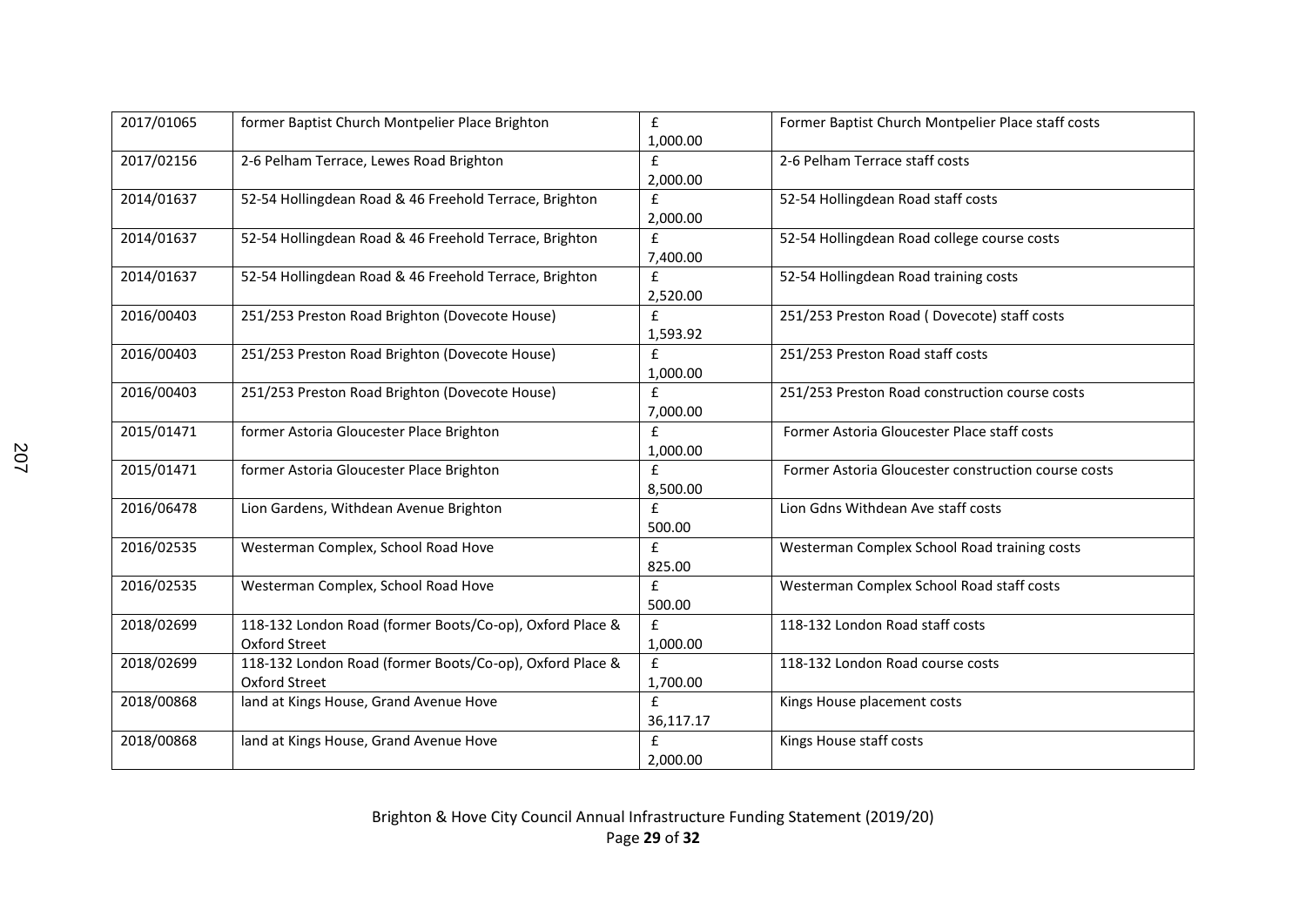| 2017/01065 | former Baptist Church Montpelier Place Brighton | £ 1,000.00 | Former Baptist Church Montpelier Place staff costs |
|---|---|---|---|
| 2017/02156 | 2-6 Pelham Terrace, Lewes Road Brighton | £ 2,000.00 | 2-6 Pelham Terrace staff costs |
| 2014/01637 | 52-54 Hollingdean Road & 46 Freehold Terrace, Brighton | £ 2,000.00 | 52-54 Hollingdean Road staff costs |
| 2014/01637 | 52-54 Hollingdean Road & 46 Freehold Terrace, Brighton | £ 7,400.00 | 52-54 Hollingdean Road college course costs |
| 2014/01637 | 52-54 Hollingdean Road & 46 Freehold Terrace, Brighton | £ 2,520.00 | 52-54 Hollingdean Road training costs |
| 2016/00403 | 251/253 Preston Road Brighton (Dovecote House) | £ 1,593.92 | 251/253 Preston Road ( Dovecote) staff costs |
| 2016/00403 | 251/253 Preston Road Brighton (Dovecote House) | £ 1,000.00 | 251/253 Preston Road staff costs |
| 2016/00403 | 251/253 Preston Road Brighton (Dovecote House) | £ 7,000.00 | 251/253 Preston Road construction course costs |
| 2015/01471 | former Astoria Gloucester Place Brighton | £ 1,000.00 | Former Astoria Gloucester Place staff costs |
| 2015/01471 | former Astoria Gloucester Place Brighton | £ 8,500.00 | Former Astoria Gloucester construction course costs |
| 2016/06478 | Lion Gardens, Withdean Avenue Brighton | £ 500.00 | Lion Gdns Withdean Ave staff costs |
| 2016/02535 | Westerman Complex, School Road Hove | £ 825.00 | Westerman Complex School Road training costs |
| 2016/02535 | Westerman Complex, School Road Hove | £ 500.00 | Westerman Complex School Road staff costs |
| 2018/02699 | 118-132 London Road (former Boots/Co-op), Oxford Place & Oxford Street | £ 1,000.00 | 118-132 London Road staff costs |
| 2018/02699 | 118-132 London Road (former Boots/Co-op), Oxford Place & Oxford Street | £ 1,700.00 | 118-132 London Road course costs |
| 2018/00868 | land at Kings House, Grand Avenue Hove | £ 36,117.17 | Kings House placement costs |
| 2018/00868 | land at Kings House, Grand Avenue Hove | £ 2,000.00 | Kings House staff costs |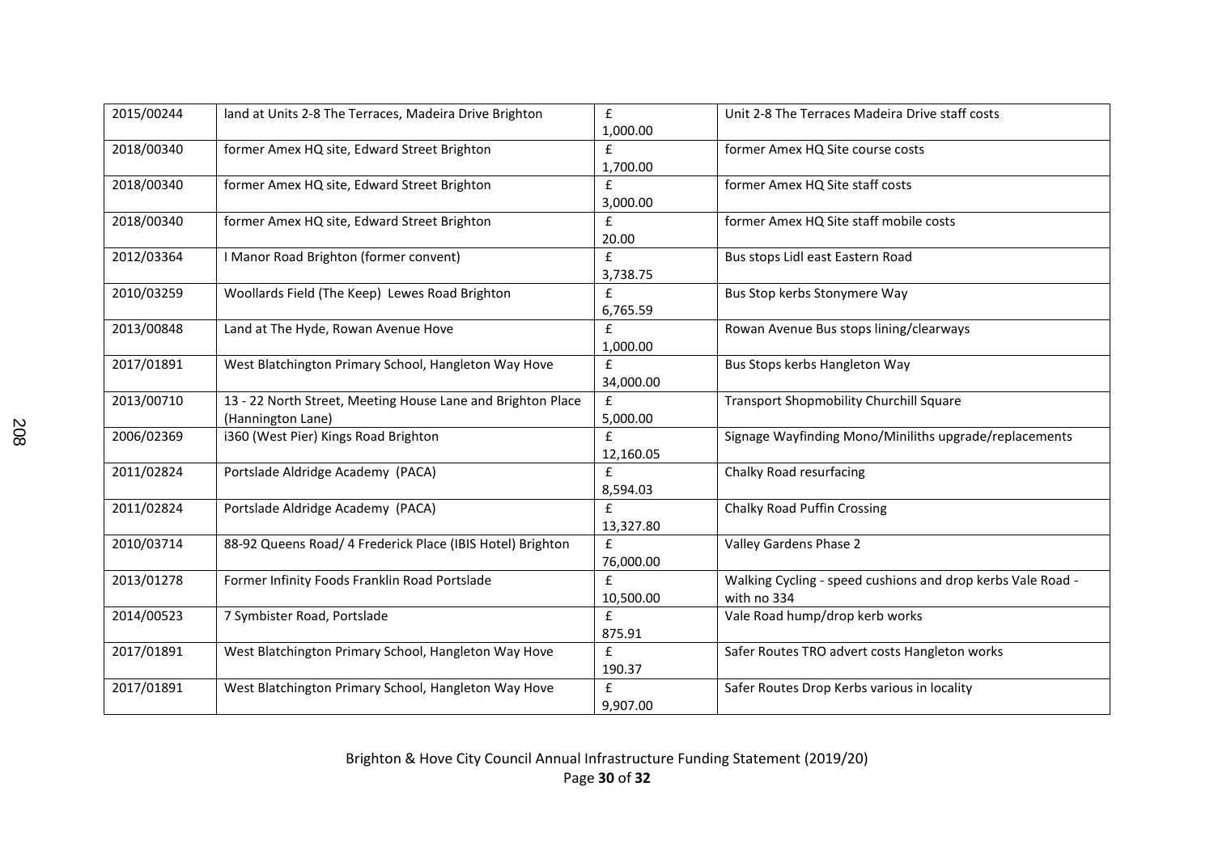| | | | |
|---|---|---|---|
| 2015/00244 | land at Units 2-8 The Terraces, Madeira Drive Brighton | £ 1,000.00 | Unit 2-8 The Terraces Madeira Drive staff costs |
| 2018/00340 | former Amex HQ site, Edward Street Brighton | £ 1,700.00 | former Amex HQ Site course costs |
| 2018/00340 | former Amex HQ site, Edward Street Brighton | £ 3,000.00 | former Amex HQ Site staff costs |
| 2018/00340 | former Amex HQ site, Edward Street Brighton | £ 20.00 | former Amex HQ Site staff mobile costs |
| 2012/03364 | I Manor Road Brighton (former convent) | £ 3,738.75 | Bus stops Lidl east Eastern Road |
| 2010/03259 | Woollards Field (The Keep) Lewes Road Brighton | £ 6,765.59 | Bus Stop kerbs Stonymere Way |
| 2013/00848 | Land at The Hyde, Rowan Avenue Hove | £ 1,000.00 | Rowan Avenue Bus stops lining/clearways |
| 2017/01891 | West Blatchington Primary School, Hangleton Way Hove | £ 34,000.00 | Bus Stops kerbs Hangleton Way |
| 2013/00710 | 13 - 22 North Street, Meeting House Lane and Brighton Place (Hannington Lane) | £ 5,000.00 | Transport Shopmobility Churchill Square |
| 2006/02369 | i360 (West Pier) Kings Road Brighton | £ 12,160.05 | Signage Wayfinding Mono/Miniliths upgrade/replacements |
| 2011/02824 | Portslade Aldridge Academy (PACA) | £ 8,594.03 | Chalky Road resurfacing |
| 2011/02824 | Portslade Aldridge Academy (PACA) | £ 13,327.80 | Chalky Road Puffin Crossing |
| 2010/03714 | 88-92 Queens Road/ 4 Frederick Place (IBIS Hotel) Brighton | £ 76,000.00 | Valley Gardens Phase 2 |
| 2013/01278 | Former Infinity Foods Franklin Road Portslade | £ 10,500.00 | Walking Cycling - speed cushions and drop kerbs Vale Road - with no 334 |
| 2014/00523 | 7 Symbister Road, Portslade | £ 875.91 | Vale Road hump/drop kerb works |
| 2017/01891 | West Blatchington Primary School, Hangleton Way Hove | £ 190.37 | Safer Routes TRO advert costs Hangleton works |
| 2017/01891 | West Blatchington Primary School, Hangleton Way Hove | £ 9,907.00 | Safer Routes Drop Kerbs various in locality |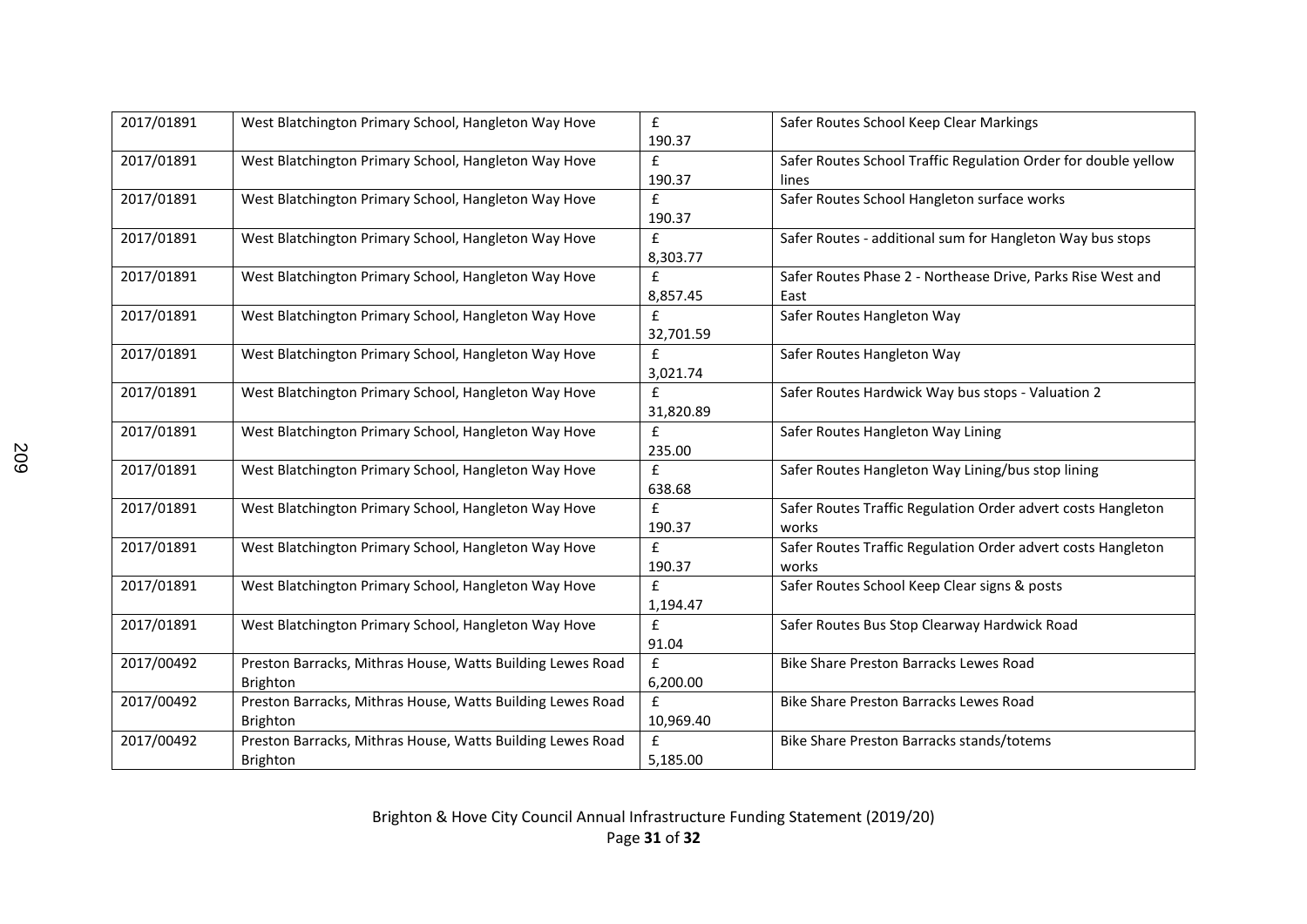| 2017/01891 | West Blatchington Primary School, Hangleton Way Hove | £ 190.37 | Safer Routes School Keep Clear Markings |
|---|---|---|---|
| 2017/01891 | West Blatchington Primary School, Hangleton Way Hove | £ 190.37 | Safer Routes School Traffic Regulation Order for double yellow lines |
| 2017/01891 | West Blatchington Primary School, Hangleton Way Hove | £ 190.37 | Safer Routes School Hangleton surface works |
| 2017/01891 | West Blatchington Primary School, Hangleton Way Hove | £ 8,303.77 | Safer Routes - additional sum for Hangleton Way bus stops |
| 2017/01891 | West Blatchington Primary School, Hangleton Way Hove | £ 8,857.45 | Safer Routes Phase 2 - Northease Drive, Parks Rise West and East |
| 2017/01891 | West Blatchington Primary School, Hangleton Way Hove | £ 32,701.59 | Safer Routes Hangleton Way |
| 2017/01891 | West Blatchington Primary School, Hangleton Way Hove | £ 3,021.74 | Safer Routes Hangleton Way |
| 2017/01891 | West Blatchington Primary School, Hangleton Way Hove | £ 31,820.89 | Safer Routes Hardwick Way bus stops - Valuation 2 |
| 2017/01891 | West Blatchington Primary School, Hangleton Way Hove | £ 235.00 | Safer Routes Hangleton Way Lining |
| 2017/01891 | West Blatchington Primary School, Hangleton Way Hove | £ 638.68 | Safer Routes Hangleton Way Lining/bus stop lining |
| 2017/01891 | West Blatchington Primary School, Hangleton Way Hove | £ 190.37 | Safer Routes Traffic Regulation Order advert costs Hangleton works |
| 2017/01891 | West Blatchington Primary School, Hangleton Way Hove | £ 190.37 | Safer Routes Traffic Regulation Order advert costs Hangleton works |
| 2017/01891 | West Blatchington Primary School, Hangleton Way Hove | £ 1,194.47 | Safer Routes School Keep Clear signs & posts |
| 2017/01891 | West Blatchington Primary School, Hangleton Way Hove | £ 91.04 | Safer Routes Bus Stop Clearway Hardwick Road |
| 2017/00492 | Preston Barracks, Mithras House, Watts Building Lewes Road Brighton | £ 6,200.00 | Bike Share Preston Barracks Lewes Road |
| 2017/00492 | Preston Barracks, Mithras House, Watts Building Lewes Road Brighton | £ 10,969.40 | Bike Share Preston Barracks Lewes Road |
| 2017/00492 | Preston Barracks, Mithras House, Watts Building Lewes Road Brighton | £ 5,185.00 | Bike Share Preston Barracks stands/totems |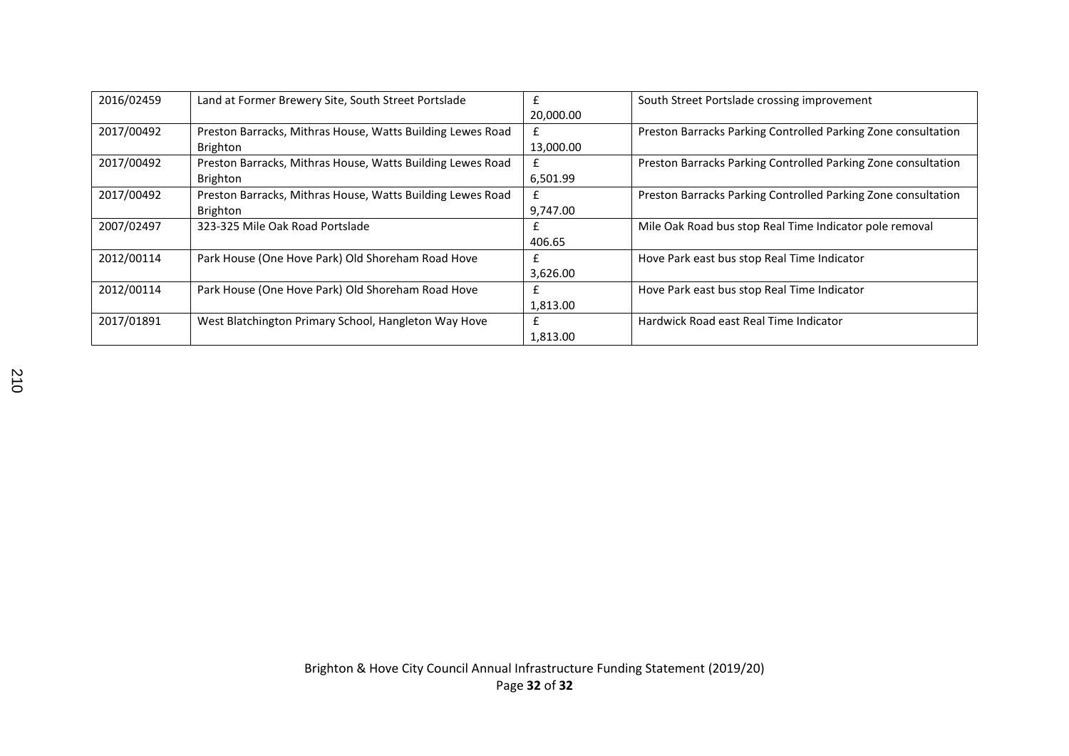| | | | |
|---|---|---|---|
| 2016/02459 | Land at Former Brewery Site, South Street Portslade | £ 20,000.00 | South Street Portslade crossing improvement |
| 2017/00492 | Preston Barracks, Mithras House, Watts Building Lewes Road Brighton | £ 13,000.00 | Preston Barracks Parking Controlled Parking Zone consultation |
| 2017/00492 | Preston Barracks, Mithras House, Watts Building Lewes Road Brighton | £ 6,501.99 | Preston Barracks Parking Controlled Parking Zone consultation |
| 2017/00492 | Preston Barracks, Mithras House, Watts Building Lewes Road Brighton | £ 9,747.00 | Preston Barracks Parking Controlled Parking Zone consultation |
| 2007/02497 | 323-325 Mile Oak Road Portslade | £ 406.65 | Mile Oak Road bus stop Real Time Indicator pole removal |
| 2012/00114 | Park House (One Hove Park) Old Shoreham Road Hove | £ 3,626.00 | Hove Park east bus stop Real Time Indicator |
| 2012/00114 | Park House (One Hove Park) Old Shoreham Road Hove | £ 1,813.00 | Hove Park east bus stop Real Time Indicator |
| 2017/01891 | West Blatchington Primary School, Hangleton Way Hove | £ 1,813.00 | Hardwick Road east Real Time Indicator |